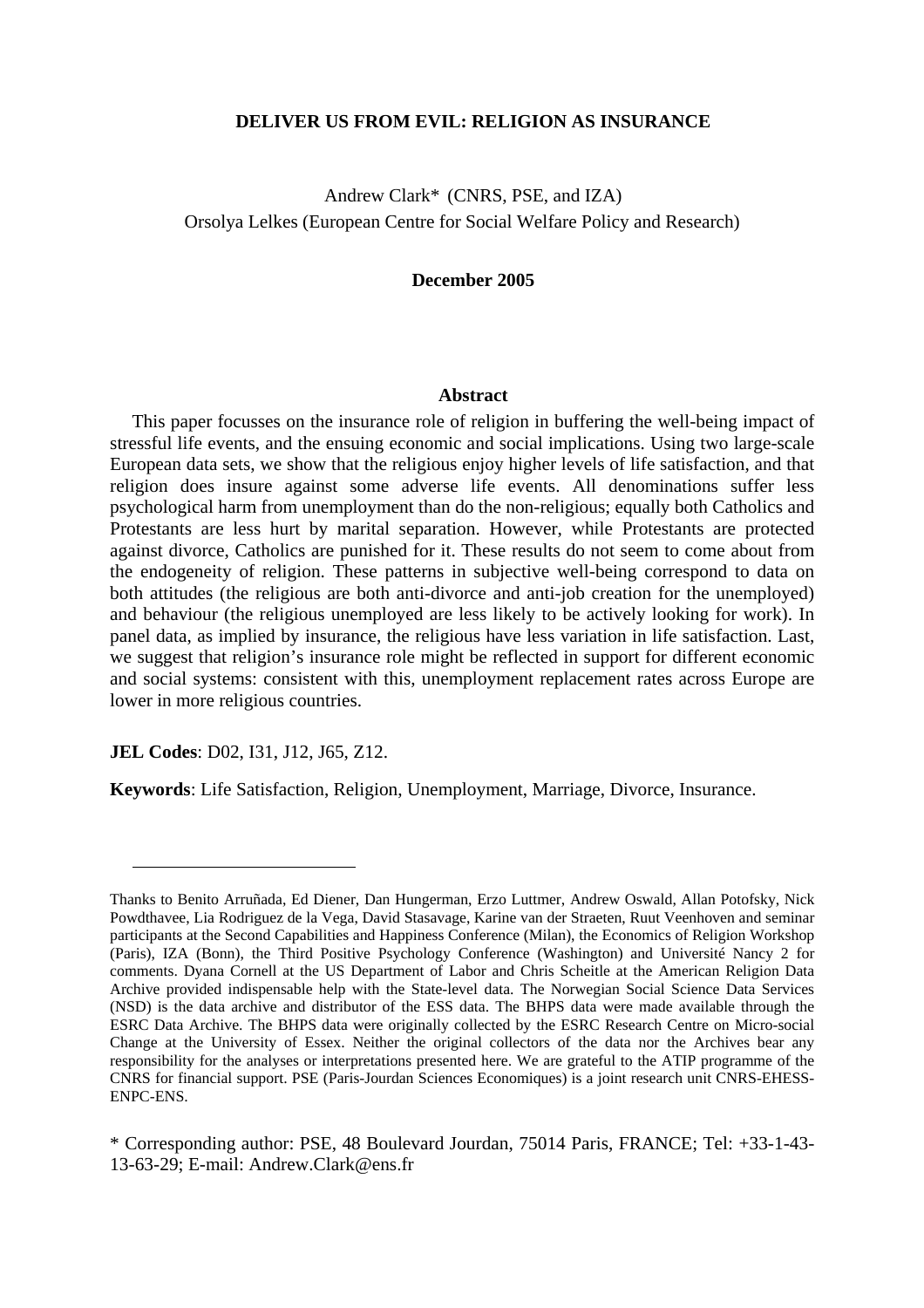# DELIVER US FROM EVIL: RELIGION AS INSURANCE

Andrew Clark* (CNRS, PSE, and IZA)
Orsolya Lelkes (European Centre for Social Welfare Policy and Research)

**December 2005**

## Abstract

This paper focusses on the insurance role of religion in buffering the well-being impact of stressful life events, and the ensuing economic and social implications. Using two large-scale European data sets, we show that the religious enjoy higher levels of life satisfaction, and that religion does insure against some adverse life events. All denominations suffer less psychological harm from unemployment than do the non-religious; equally both Catholics and Protestants are less hurt by marital separation. However, while Protestants are protected against divorce, Catholics are punished for it. These results do not seem to come about from the endogeneity of religion. These patterns in subjective well-being correspond to data on both attitudes (the religious are both anti-divorce and anti-job creation for the unemployed) and behaviour (the religious unemployed are less likely to be actively looking for work). In panel data, as implied by insurance, the religious have less variation in life satisfaction. Last, we suggest that religion's insurance role might be reflected in support for different economic and social systems: consistent with this, unemployment replacement rates across Europe are lower in more religious countries.

**JEL Codes**: D02, I31, J12, J65, Z12.

**Keywords**: Life Satisfaction, Religion, Unemployment, Marriage, Divorce, Insurance.

---

Thanks to Benito Arruñada, Ed Diener, Dan Hungerman, Erzo Luttmer, Andrew Oswald, Allan Potofsky, Nick Powdthavee, Lia Rodriguez de la Vega, David Stasavage, Karine van der Straeten, Ruut Veenhoven and seminar participants at the Second Capabilities and Happiness Conference (Milan), the Economics of Religion Workshop (Paris), IZA (Bonn), the Third Positive Psychology Conference (Washington) and Université Nancy 2 for comments. Dyana Cornell at the US Department of Labor and Chris Scheitle at the American Religion Data Archive provided indispensable help with the State-level data. The Norwegian Social Science Data Services (NSD) is the data archive and distributor of the ESS data. The BHPS data were made available through the ESRC Data Archive. The BHPS data were originally collected by the ESRC Research Centre on Micro-social Change at the University of Essex. Neither the original collectors of the data nor the Archives bear any responsibility for the analyses or interpretations presented here. We are grateful to the ATIP programme of the CNRS for financial support. PSE (Paris-Jourdan Sciences Economiques) is a joint research unit CNRS-EHESS-ENPC-ENS.

* Corresponding author: PSE, 48 Boulevard Jourdan, 75014 Paris, FRANCE; Tel: +33-1-43-13-63-29; E-mail: Andrew.Clark@ens.fr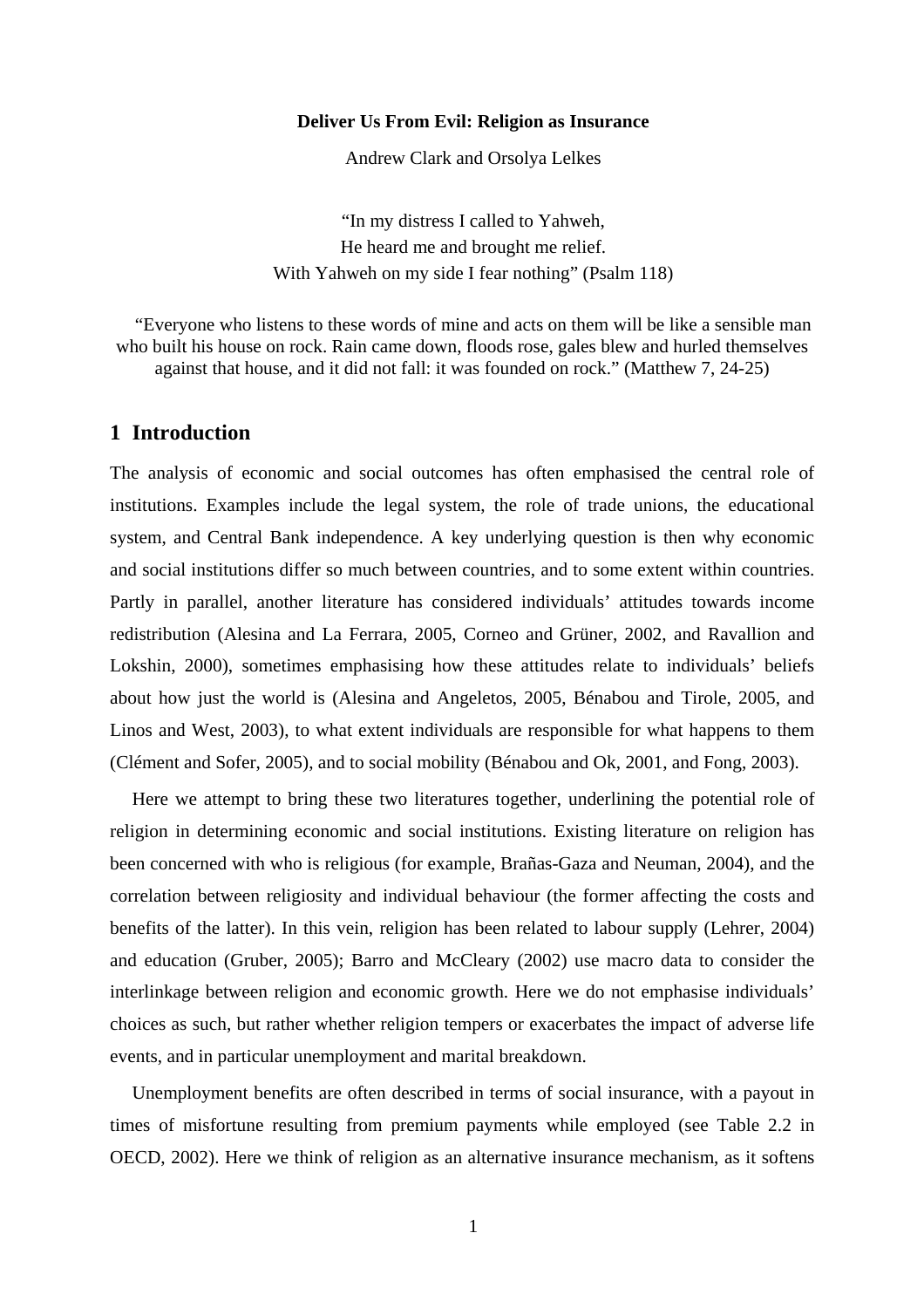**Deliver Us From Evil: Religion as Insurance**

Andrew Clark and Orsolya Lelkes

"In my distress I called to Yahweh,
He heard me and brought me relief.
With Yahweh on my side I fear nothing" (Psalm 118)

"Everyone who listens to these words of mine and acts on them will be like a sensible man who built his house on rock. Rain came down, floods rose, gales blew and hurled themselves against that house, and it did not fall: it was founded on rock." (Matthew 7, 24-25)

## 1 Introduction

The analysis of economic and social outcomes has often emphasised the central role of institutions. Examples include the legal system, the role of trade unions, the educational system, and Central Bank independence. A key underlying question is then why economic and social institutions differ so much between countries, and to some extent within countries. Partly in parallel, another literature has considered individuals' attitudes towards income redistribution (Alesina and La Ferrara, 2005, Corneo and Grüner, 2002, and Ravallion and Lokshin, 2000), sometimes emphasising how these attitudes relate to individuals' beliefs about how just the world is (Alesina and Angeletos, 2005, Bénabou and Tirole, 2005, and Linos and West, 2003), to what extent individuals are responsible for what happens to them (Clément and Sofer, 2005), and to social mobility (Bénabou and Ok, 2001, and Fong, 2003).

Here we attempt to bring these two literatures together, underlining the potential role of religion in determining economic and social institutions. Existing literature on religion has been concerned with who is religious (for example, Brañas-Gaza and Neuman, 2004), and the correlation between religiosity and individual behaviour (the former affecting the costs and benefits of the latter). In this vein, religion has been related to labour supply (Lehrer, 2004) and education (Gruber, 2005); Barro and McCleary (2002) use macro data to consider the interlinkage between religion and economic growth. Here we do not emphasise individuals' choices as such, but rather whether religion tempers or exacerbates the impact of adverse life events, and in particular unemployment and marital breakdown.

Unemployment benefits are often described in terms of social insurance, with a payout in times of misfortune resulting from premium payments while employed (see Table 2.2 in OECD, 2002). Here we think of religion as an alternative insurance mechanism, as it softens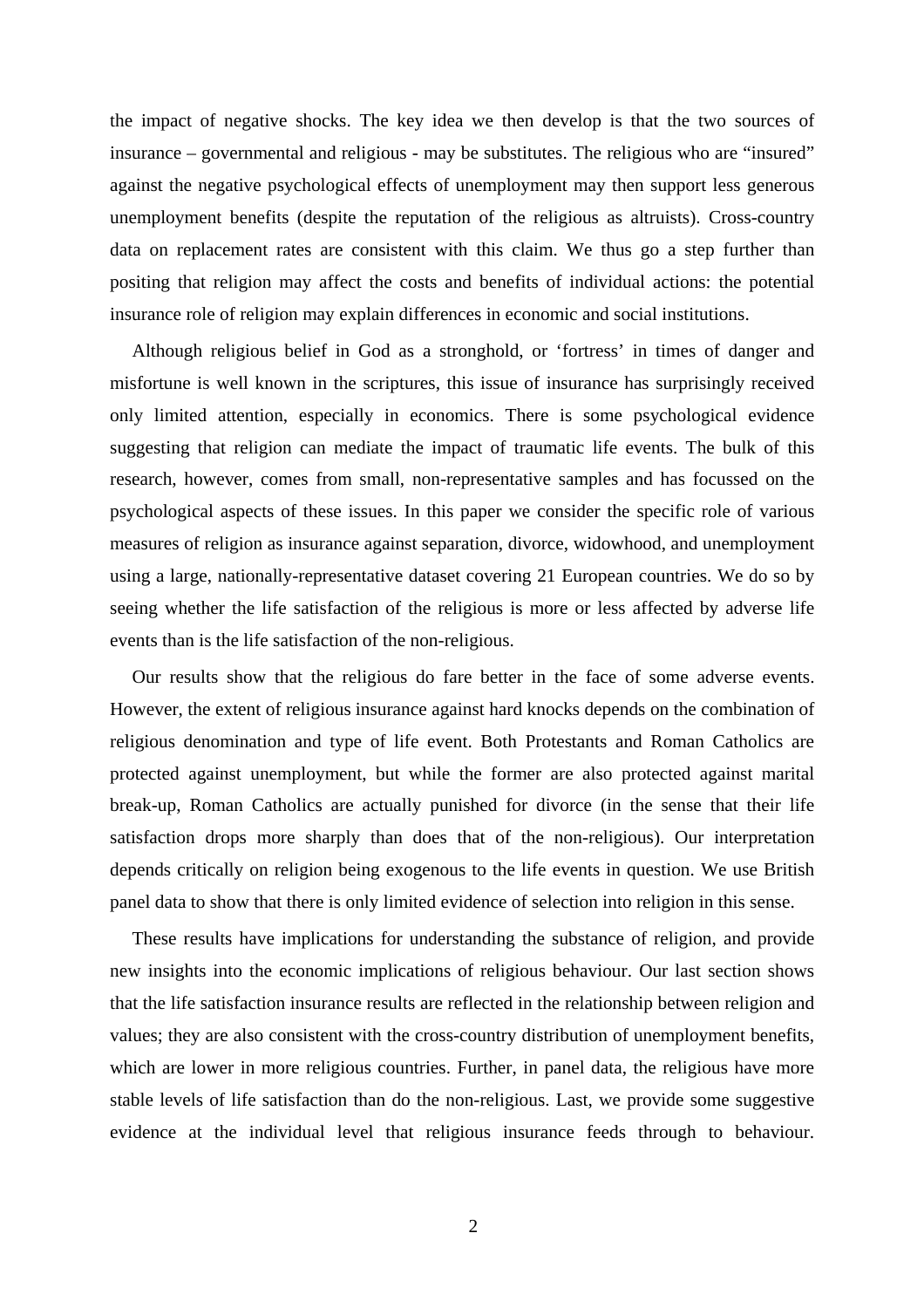the impact of negative shocks. The key idea we then develop is that the two sources of insurance – governmental and religious - may be substitutes. The religious who are "insured" against the negative psychological effects of unemployment may then support less generous unemployment benefits (despite the reputation of the religious as altruists). Cross-country data on replacement rates are consistent with this claim. We thus go a step further than positing that religion may affect the costs and benefits of individual actions: the potential insurance role of religion may explain differences in economic and social institutions.

Although religious belief in God as a stronghold, or 'fortress' in times of danger and misfortune is well known in the scriptures, this issue of insurance has surprisingly received only limited attention, especially in economics. There is some psychological evidence suggesting that religion can mediate the impact of traumatic life events. The bulk of this research, however, comes from small, non-representative samples and has focussed on the psychological aspects of these issues. In this paper we consider the specific role of various measures of religion as insurance against separation, divorce, widowhood, and unemployment using a large, nationally-representative dataset covering 21 European countries. We do so by seeing whether the life satisfaction of the religious is more or less affected by adverse life events than is the life satisfaction of the non-religious.

Our results show that the religious do fare better in the face of some adverse events. However, the extent of religious insurance against hard knocks depends on the combination of religious denomination and type of life event. Both Protestants and Roman Catholics are protected against unemployment, but while the former are also protected against marital break-up, Roman Catholics are actually punished for divorce (in the sense that their life satisfaction drops more sharply than does that of the non-religious). Our interpretation depends critically on religion being exogenous to the life events in question. We use British panel data to show that there is only limited evidence of selection into religion in this sense.

These results have implications for understanding the substance of religion, and provide new insights into the economic implications of religious behaviour. Our last section shows that the life satisfaction insurance results are reflected in the relationship between religion and values; they are also consistent with the cross-country distribution of unemployment benefits, which are lower in more religious countries. Further, in panel data, the religious have more stable levels of life satisfaction than do the non-religious. Last, we provide some suggestive evidence at the individual level that religious insurance feeds through to behaviour.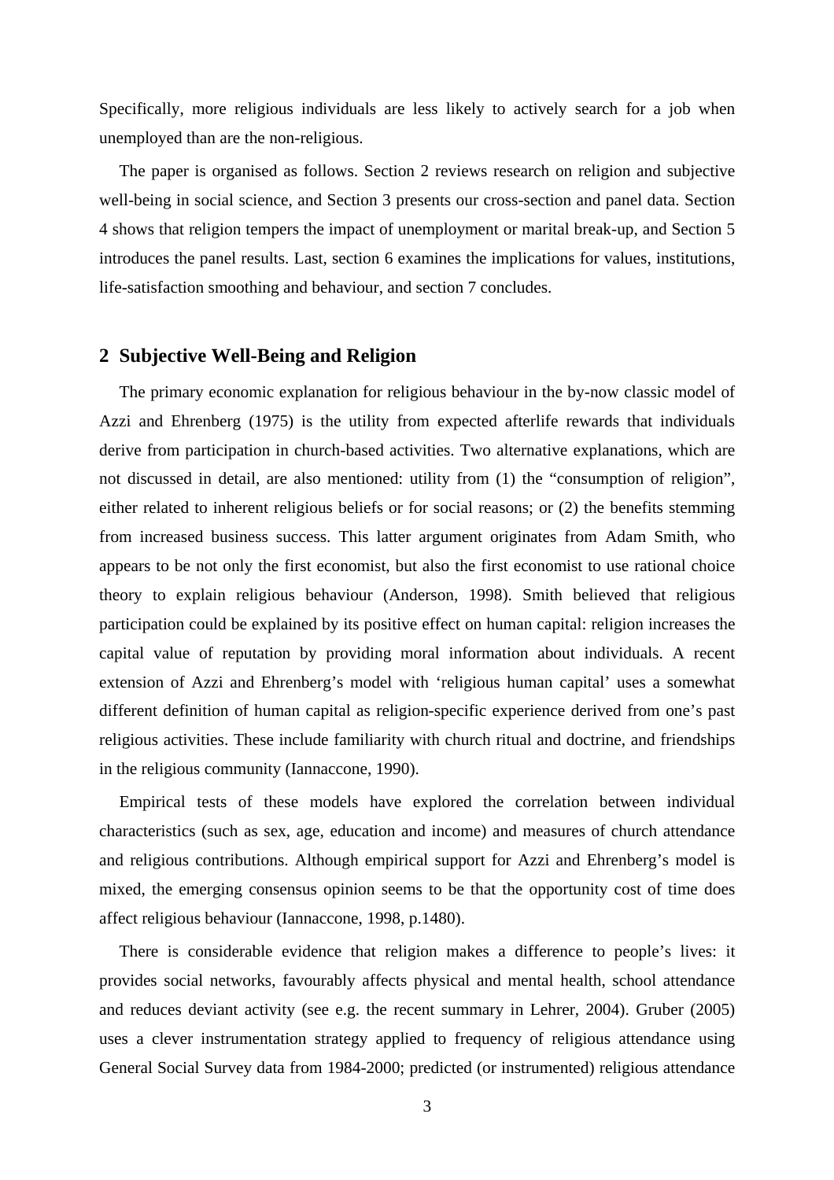Specifically, more religious individuals are less likely to actively search for a job when unemployed than are the non-religious.

The paper is organised as follows. Section 2 reviews research on religion and subjective well-being in social science, and Section 3 presents our cross-section and panel data. Section 4 shows that religion tempers the impact of unemployment or marital break-up, and Section 5 introduces the panel results. Last, section 6 examines the implications for values, institutions, life-satisfaction smoothing and behaviour, and section 7 concludes.

## 2 Subjective Well-Being and Religion

The primary economic explanation for religious behaviour in the by-now classic model of Azzi and Ehrenberg (1975) is the utility from expected afterlife rewards that individuals derive from participation in church-based activities. Two alternative explanations, which are not discussed in detail, are also mentioned: utility from (1) the "consumption of religion", either related to inherent religious beliefs or for social reasons; or (2) the benefits stemming from increased business success. This latter argument originates from Adam Smith, who appears to be not only the first economist, but also the first economist to use rational choice theory to explain religious behaviour (Anderson, 1998). Smith believed that religious participation could be explained by its positive effect on human capital: religion increases the capital value of reputation by providing moral information about individuals. A recent extension of Azzi and Ehrenberg's model with 'religious human capital' uses a somewhat different definition of human capital as religion-specific experience derived from one's past religious activities. These include familiarity with church ritual and doctrine, and friendships in the religious community (Iannaccone, 1990).

Empirical tests of these models have explored the correlation between individual characteristics (such as sex, age, education and income) and measures of church attendance and religious contributions. Although empirical support for Azzi and Ehrenberg's model is mixed, the emerging consensus opinion seems to be that the opportunity cost of time does affect religious behaviour (Iannaccone, 1998, p.1480).

There is considerable evidence that religion makes a difference to people's lives: it provides social networks, favourably affects physical and mental health, school attendance and reduces deviant activity (see e.g. the recent summary in Lehrer, 2004). Gruber (2005) uses a clever instrumentation strategy applied to frequency of religious attendance using General Social Survey data from 1984-2000; predicted (or instrumented) religious attendance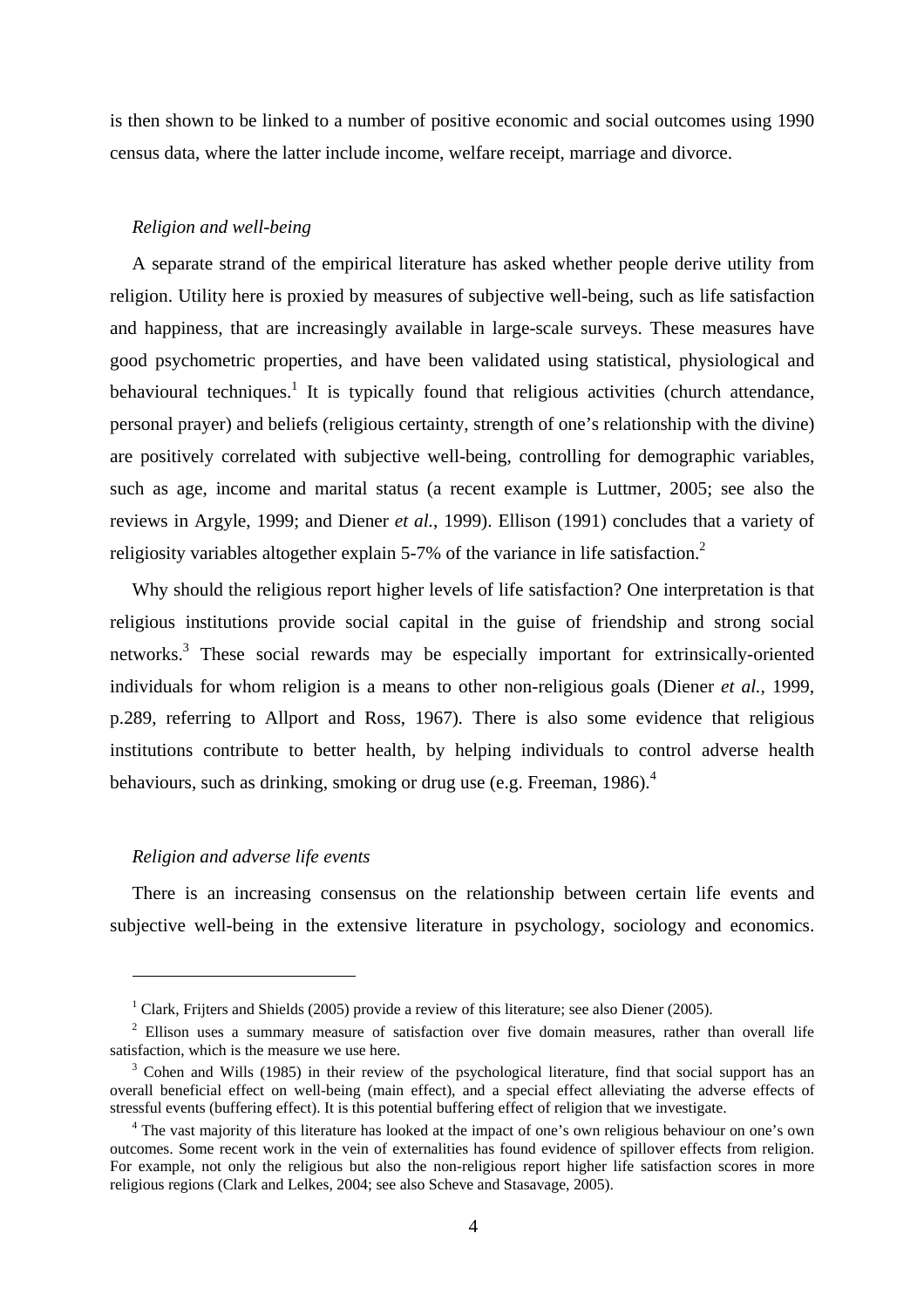is then shown to be linked to a number of positive economic and social outcomes using 1990 census data, where the latter include income, welfare receipt, marriage and divorce.

### *Religion and well-being*

A separate strand of the empirical literature has asked whether people derive utility from religion. Utility here is proxied by measures of subjective well-being, such as life satisfaction and happiness, that are increasingly available in large-scale surveys. These measures have good psychometric properties, and have been validated using statistical, physiological and behavioural techniques.[1] It is typically found that religious activities (church attendance, personal prayer) and beliefs (religious certainty, strength of one's relationship with the divine) are positively correlated with subjective well-being, controlling for demographic variables, such as age, income and marital status (a recent example is Luttmer, 2005; see also the reviews in Argyle, 1999; and Diener *et al.*, 1999). Ellison (1991) concludes that a variety of religiosity variables altogether explain 5-7% of the variance in life satisfaction.[2]

Why should the religious report higher levels of life satisfaction? One interpretation is that religious institutions provide social capital in the guise of friendship and strong social networks.[3] These social rewards may be especially important for extrinsically-oriented individuals for whom religion is a means to other non-religious goals (Diener *et al.*, 1999, p.289, referring to Allport and Ross, 1967). There is also some evidence that religious institutions contribute to better health, by helping individuals to control adverse health behaviours, such as drinking, smoking or drug use (e.g. Freeman, 1986).[4]

### *Religion and adverse life events*

There is an increasing consensus on the relationship between certain life events and subjective well-being in the extensive literature in psychology, sociology and economics.

---

[1] Clark, Frijters and Shields (2005) provide a review of this literature; see also Diener (2005).

[2] Ellison uses a summary measure of satisfaction over five domain measures, rather than overall life satisfaction, which is the measure we use here.

[3] Cohen and Wills (1985) in their review of the psychological literature, find that social support has an overall beneficial effect on well-being (main effect), and a special effect alleviating the adverse effects of stressful events (buffering effect). It is this potential buffering effect of religion that we investigate.

[4] The vast majority of this literature has looked at the impact of one's own religious behaviour on one's own outcomes. Some recent work in the vein of externalities has found evidence of spillover effects from religion. For example, not only the religious but also the non-religious report higher life satisfaction scores in more religious regions (Clark and Lelkes, 2004; see also Scheve and Stasavage, 2005).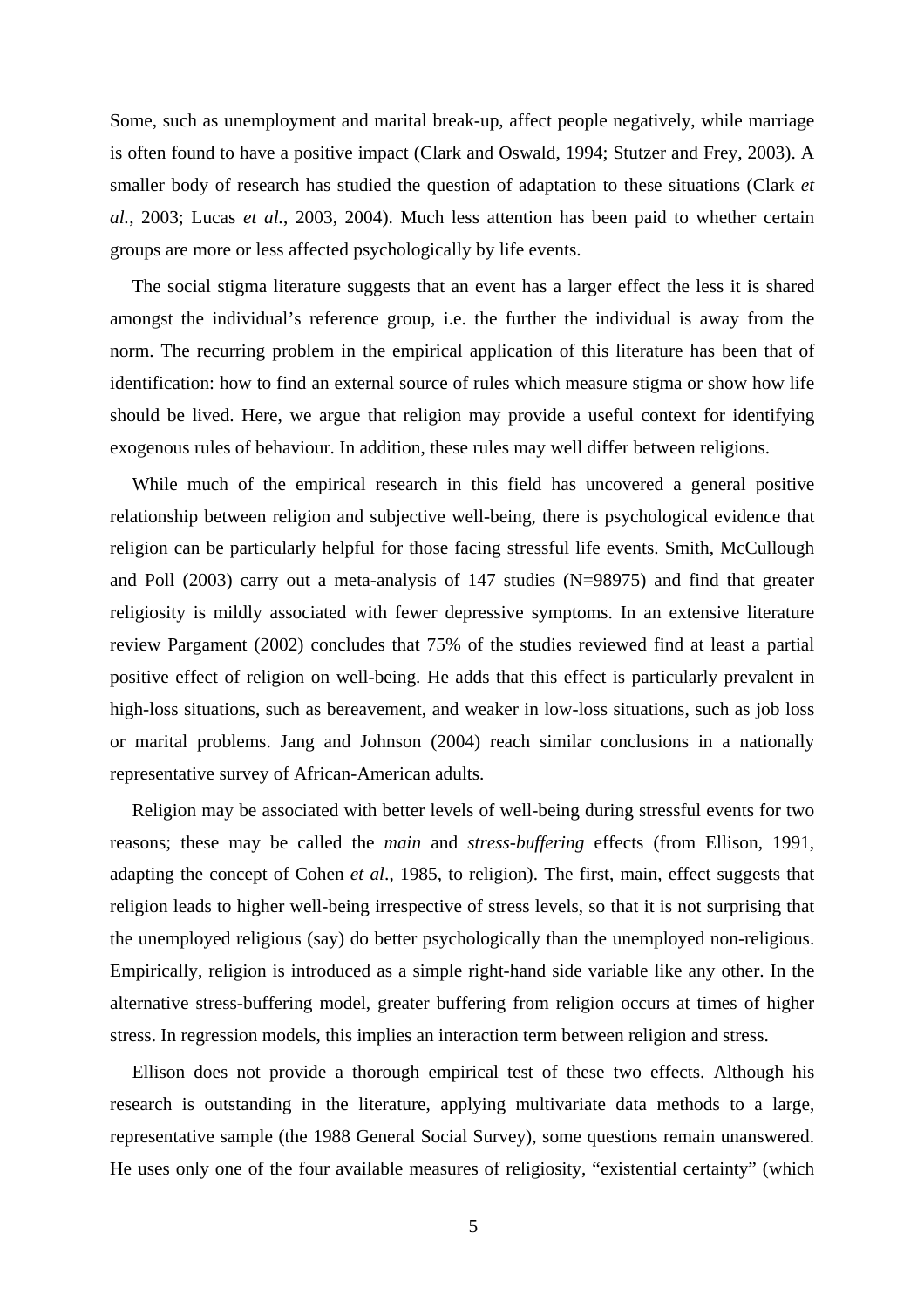Some, such as unemployment and marital break-up, affect people negatively, while marriage is often found to have a positive impact (Clark and Oswald, 1994; Stutzer and Frey, 2003). A smaller body of research has studied the question of adaptation to these situations (Clark *et al.*, 2003; Lucas *et al.*, 2003, 2004). Much less attention has been paid to whether certain groups are more or less affected psychologically by life events.

The social stigma literature suggests that an event has a larger effect the less it is shared amongst the individual's reference group, i.e. the further the individual is away from the norm. The recurring problem in the empirical application of this literature has been that of identification: how to find an external source of rules which measure stigma or show how life should be lived. Here, we argue that religion may provide a useful context for identifying exogenous rules of behaviour. In addition, these rules may well differ between religions.

While much of the empirical research in this field has uncovered a general positive relationship between religion and subjective well-being, there is psychological evidence that religion can be particularly helpful for those facing stressful life events. Smith, McCullough and Poll (2003) carry out a meta-analysis of 147 studies (N=98975) and find that greater religiosity is mildly associated with fewer depressive symptoms. In an extensive literature review Pargament (2002) concludes that 75% of the studies reviewed find at least a partial positive effect of religion on well-being. He adds that this effect is particularly prevalent in high-loss situations, such as bereavement, and weaker in low-loss situations, such as job loss or marital problems. Jang and Johnson (2004) reach similar conclusions in a nationally representative survey of African-American adults.

Religion may be associated with better levels of well-being during stressful events for two reasons; these may be called the *main* and *stress-buffering* effects (from Ellison, 1991, adapting the concept of Cohen *et al*., 1985, to religion). The first, main, effect suggests that religion leads to higher well-being irrespective of stress levels, so that it is not surprising that the unemployed religious (say) do better psychologically than the unemployed non-religious. Empirically, religion is introduced as a simple right-hand side variable like any other. In the alternative stress-buffering model, greater buffering from religion occurs at times of higher stress. In regression models, this implies an interaction term between religion and stress.

Ellison does not provide a thorough empirical test of these two effects. Although his research is outstanding in the literature, applying multivariate data methods to a large, representative sample (the 1988 General Social Survey), some questions remain unanswered. He uses only one of the four available measures of religiosity, "existential certainty" (which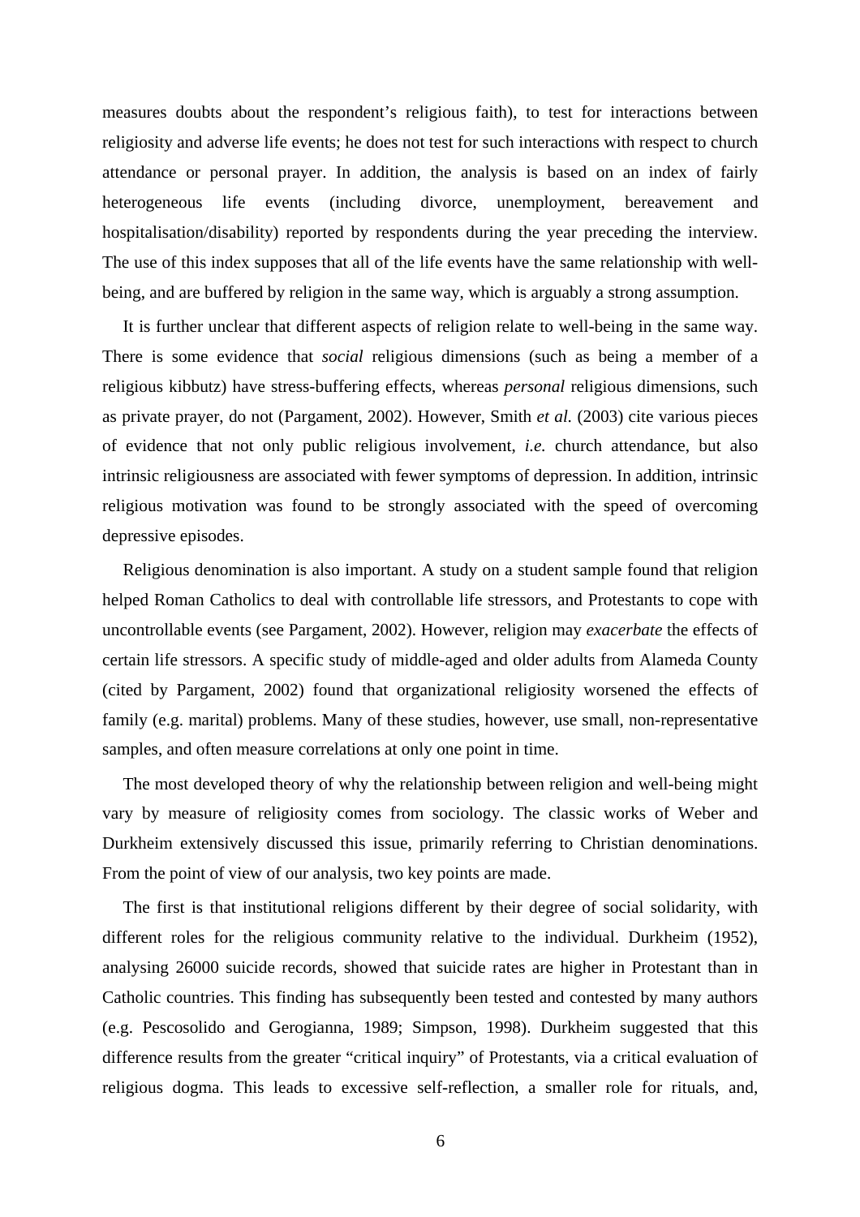measures doubts about the respondent's religious faith), to test for interactions between religiosity and adverse life events; he does not test for such interactions with respect to church attendance or personal prayer. In addition, the analysis is based on an index of fairly heterogeneous life events (including divorce, unemployment, bereavement and hospitalisation/disability) reported by respondents during the year preceding the interview. The use of this index supposes that all of the life events have the same relationship with well-being, and are buffered by religion in the same way, which is arguably a strong assumption.

It is further unclear that different aspects of religion relate to well-being in the same way. There is some evidence that *social* religious dimensions (such as being a member of a religious kibbutz) have stress-buffering effects, whereas *personal* religious dimensions, such as private prayer, do not (Pargament, 2002). However, Smith *et al.* (2003) cite various pieces of evidence that not only public religious involvement, *i.e.* church attendance, but also intrinsic religiousness are associated with fewer symptoms of depression. In addition, intrinsic religious motivation was found to be strongly associated with the speed of overcoming depressive episodes.

Religious denomination is also important. A study on a student sample found that religion helped Roman Catholics to deal with controllable life stressors, and Protestants to cope with uncontrollable events (see Pargament, 2002). However, religion may *exacerbate* the effects of certain life stressors. A specific study of middle-aged and older adults from Alameda County (cited by Pargament, 2002) found that organizational religiosity worsened the effects of family (e.g. marital) problems. Many of these studies, however, use small, non-representative samples, and often measure correlations at only one point in time.

The most developed theory of why the relationship between religion and well-being might vary by measure of religiosity comes from sociology. The classic works of Weber and Durkheim extensively discussed this issue, primarily referring to Christian denominations. From the point of view of our analysis, two key points are made.

The first is that institutional religions different by their degree of social solidarity, with different roles for the religious community relative to the individual. Durkheim (1952), analysing 26000 suicide records, showed that suicide rates are higher in Protestant than in Catholic countries. This finding has subsequently been tested and contested by many authors (e.g. Pescosolido and Gerogianna, 1989; Simpson, 1998). Durkheim suggested that this difference results from the greater "critical inquiry" of Protestants, via a critical evaluation of religious dogma. This leads to excessive self-reflection, a smaller role for rituals, and,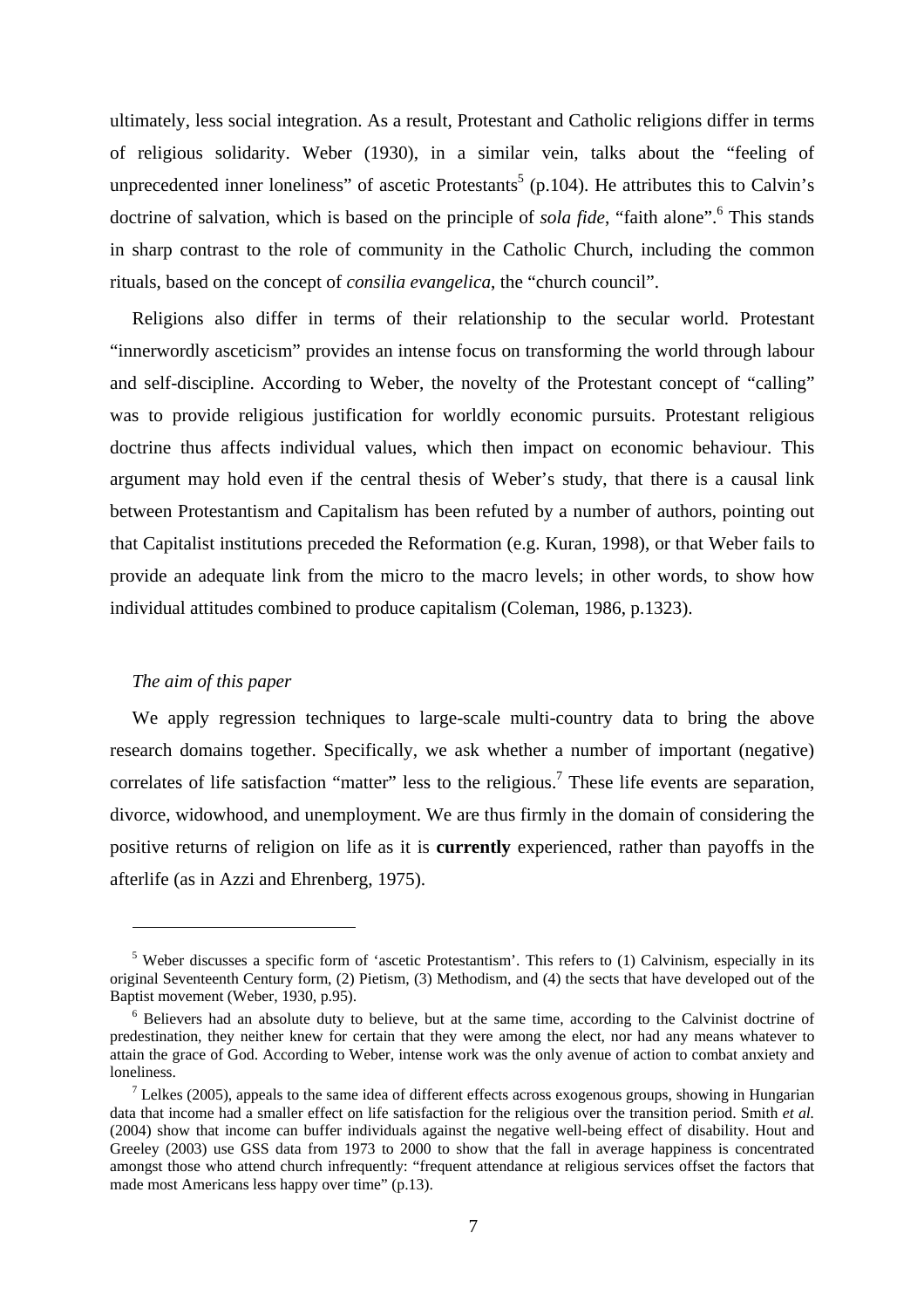ultimately, less social integration. As a result, Protestant and Catholic religions differ in terms of religious solidarity. Weber (1930), in a similar vein, talks about the "feeling of unprecedented inner loneliness" of ascetic Protestants[5] (p.104). He attributes this to Calvin's doctrine of salvation, which is based on the principle of *sola fide*, "faith alone".[6] This stands in sharp contrast to the role of community in the Catholic Church, including the common rituals, based on the concept of *consilia evangelica*, the "church council".

Religions also differ in terms of their relationship to the secular world. Protestant "innerwordly asceticism" provides an intense focus on transforming the world through labour and self-discipline. According to Weber, the novelty of the Protestant concept of "calling" was to provide religious justification for worldly economic pursuits. Protestant religious doctrine thus affects individual values, which then impact on economic behaviour. This argument may hold even if the central thesis of Weber's study, that there is a causal link between Protestantism and Capitalism has been refuted by a number of authors, pointing out that Capitalist institutions preceded the Reformation (e.g. Kuran, 1998), or that Weber fails to provide an adequate link from the micro to the macro levels; in other words, to show how individual attitudes combined to produce capitalism (Coleman, 1986, p.1323).

*The aim of this paper*

We apply regression techniques to large-scale multi-country data to bring the above research domains together. Specifically, we ask whether a number of important (negative) correlates of life satisfaction "matter" less to the religious.[7] These life events are separation, divorce, widowhood, and unemployment. We are thus firmly in the domain of considering the positive returns of religion on life as it is **currently** experienced, rather than payoffs in the afterlife (as in Azzi and Ehrenberg, 1975).

---

[5] Weber discusses a specific form of 'ascetic Protestantism'. This refers to (1) Calvinism, especially in its original Seventeenth Century form, (2) Pietism, (3) Methodism, and (4) the sects that have developed out of the Baptist movement (Weber, 1930, p.95).

[6] Believers had an absolute duty to believe, but at the same time, according to the Calvinist doctrine of predestination, they neither knew for certain that they were among the elect, nor had any means whatever to attain the grace of God. According to Weber, intense work was the only avenue of action to combat anxiety and loneliness.

[7] Lelkes (2005), appeals to the same idea of different effects across exogenous groups, showing in Hungarian data that income had a smaller effect on life satisfaction for the religious over the transition period. Smith *et al.* (2004) show that income can buffer individuals against the negative well-being effect of disability. Hout and Greeley (2003) use GSS data from 1973 to 2000 to show that the fall in average happiness is concentrated amongst those who attend church infrequently: "frequent attendance at religious services offset the factors that made most Americans less happy over time" (p.13).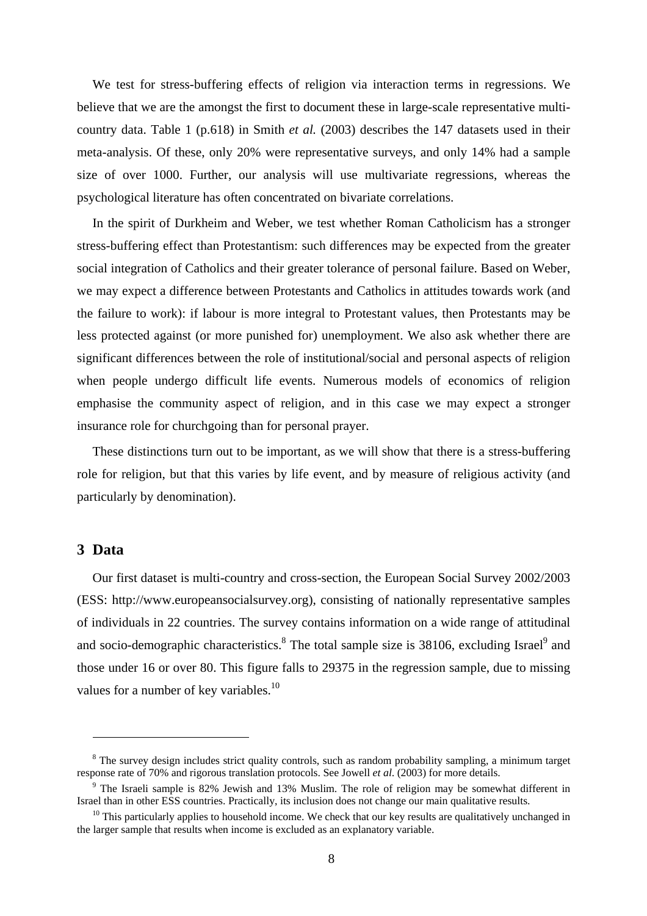We test for stress-buffering effects of religion via interaction terms in regressions. We believe that we are the amongst the first to document these in large-scale representative multi-country data. Table 1 (p.618) in Smith *et al.* (2003) describes the 147 datasets used in their meta-analysis. Of these, only 20% were representative surveys, and only 14% had a sample size of over 1000. Further, our analysis will use multivariate regressions, whereas the psychological literature has often concentrated on bivariate correlations.

In the spirit of Durkheim and Weber, we test whether Roman Catholicism has a stronger stress-buffering effect than Protestantism: such differences may be expected from the greater social integration of Catholics and their greater tolerance of personal failure. Based on Weber, we may expect a difference between Protestants and Catholics in attitudes towards work (and the failure to work): if labour is more integral to Protestant values, then Protestants may be less protected against (or more punished for) unemployment. We also ask whether there are significant differences between the role of institutional/social and personal aspects of religion when people undergo difficult life events. Numerous models of economics of religion emphasise the community aspect of religion, and in this case we may expect a stronger insurance role for churchgoing than for personal prayer.

These distinctions turn out to be important, as we will show that there is a stress-buffering role for religion, but that this varies by life event, and by measure of religious activity (and particularly by denomination).

## 3 Data

Our first dataset is multi-country and cross-section, the European Social Survey 2002/2003 (ESS: http://www.europeansocialsurvey.org), consisting of nationally representative samples of individuals in 22 countries. The survey contains information on a wide range of attitudinal and socio-demographic characteristics.[8] The total sample size is 38106, excluding Israel[9] and those under 16 or over 80. This figure falls to 29375 in the regression sample, due to missing values for a number of key variables.[10]

---

[8] The survey design includes strict quality controls, such as random probability sampling, a minimum target response rate of 70% and rigorous translation protocols. See Jowell *et al.* (2003) for more details.

[9] The Israeli sample is 82% Jewish and 13% Muslim. The role of religion may be somewhat different in Israel than in other ESS countries. Practically, its inclusion does not change our main qualitative results.

[10] This particularly applies to household income. We check that our key results are qualitatively unchanged in the larger sample that results when income is excluded as an explanatory variable.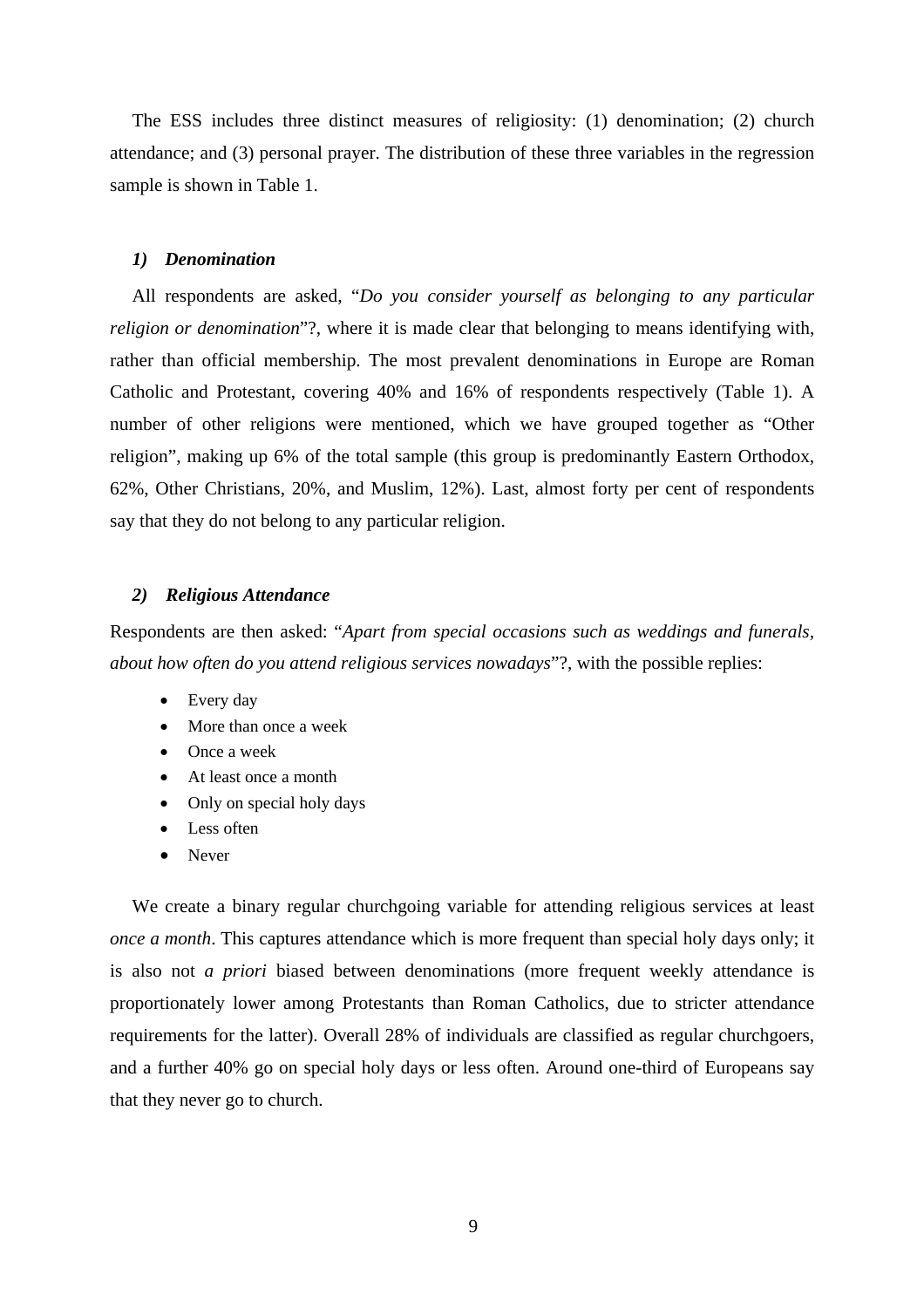The ESS includes three distinct measures of religiosity: (1) denomination; (2) church attendance; and (3) personal prayer. The distribution of these three variables in the regression sample is shown in Table 1.

### *1) Denomination*

All respondents are asked, "*Do you consider yourself as belonging to any particular religion or denomination*"?, where it is made clear that belonging to means identifying with, rather than official membership. The most prevalent denominations in Europe are Roman Catholic and Protestant, covering 40% and 16% of respondents respectively (Table 1). A number of other religions were mentioned, which we have grouped together as "Other religion", making up 6% of the total sample (this group is predominantly Eastern Orthodox, 62%, Other Christians, 20%, and Muslim, 12%). Last, almost forty per cent of respondents say that they do not belong to any particular religion.

### *2) Religious Attendance*

Respondents are then asked: "*Apart from special occasions such as weddings and funerals, about how often do you attend religious services nowadays*"?, with the possible replies:

- Every day
- More than once a week
- Once a week
- At least once a month
- Only on special holy days
- Less often
- Never

We create a binary regular churchgoing variable for attending religious services at least *once a month*. This captures attendance which is more frequent than special holy days only; it is also not *a priori* biased between denominations (more frequent weekly attendance is proportionately lower among Protestants than Roman Catholics, due to stricter attendance requirements for the latter). Overall 28% of individuals are classified as regular churchgoers, and a further 40% go on special holy days or less often. Around one-third of Europeans say that they never go to church.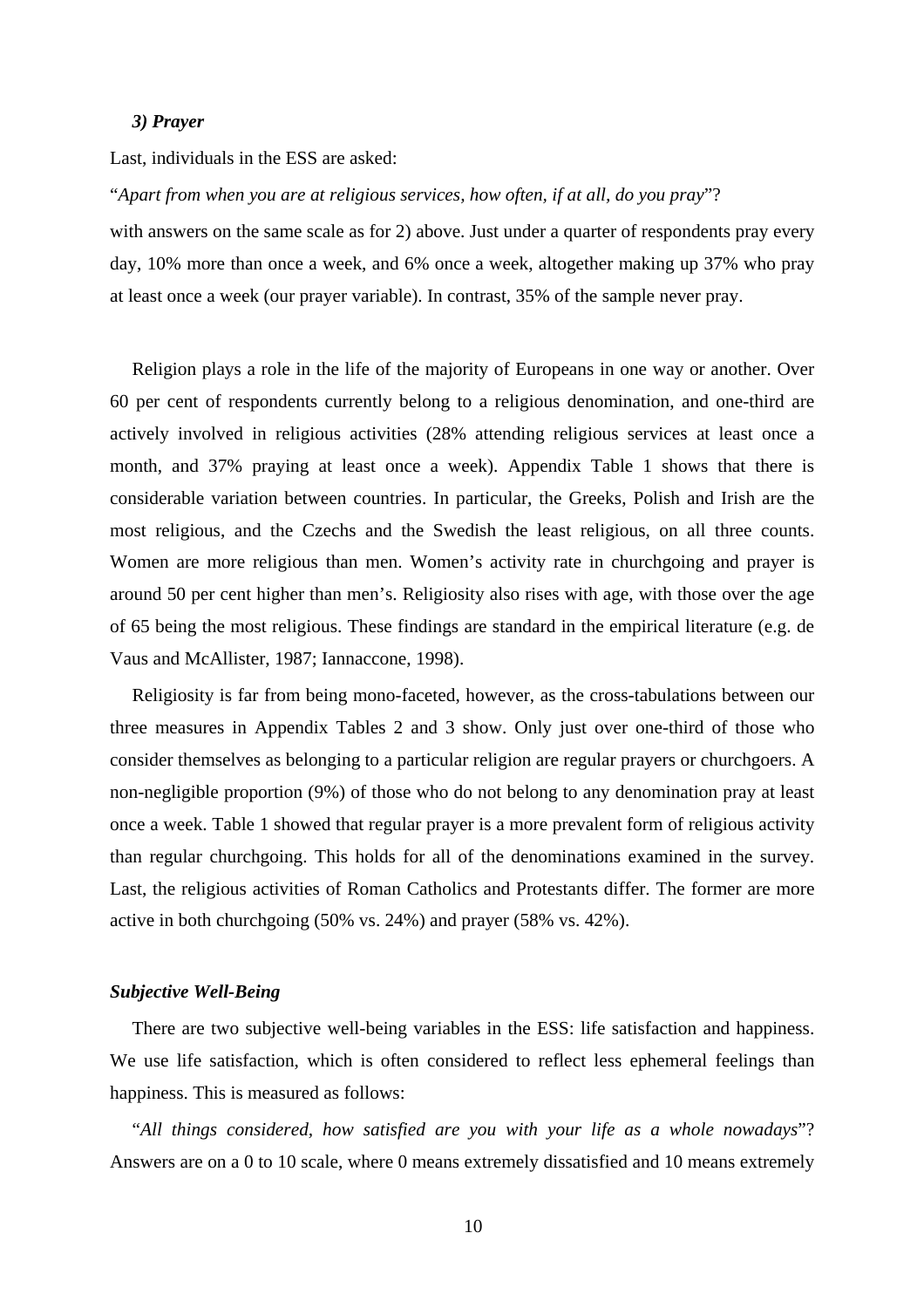***3) Prayer***

Last, individuals in the ESS are asked:

"*Apart from when you are at religious services, how often, if at all, do you pray*"?

with answers on the same scale as for 2) above. Just under a quarter of respondents pray every day, 10% more than once a week, and 6% once a week, altogether making up 37% who pray at least once a week (our prayer variable). In contrast, 35% of the sample never pray.

Religion plays a role in the life of the majority of Europeans in one way or another. Over 60 per cent of respondents currently belong to a religious denomination, and one-third are actively involved in religious activities (28% attending religious services at least once a month, and 37% praying at least once a week). Appendix Table 1 shows that there is considerable variation between countries. In particular, the Greeks, Polish and Irish are the most religious, and the Czechs and the Swedish the least religious, on all three counts. Women are more religious than men. Women's activity rate in churchgoing and prayer is around 50 per cent higher than men's. Religiosity also rises with age, with those over the age of 65 being the most religious. These findings are standard in the empirical literature (e.g. de Vaus and McAllister, 1987; Iannaccone, 1998).

Religiosity is far from being mono-faceted, however, as the cross-tabulations between our three measures in Appendix Tables 2 and 3 show. Only just over one-third of those who consider themselves as belonging to a particular religion are regular prayers or churchgoers. A non-negligible proportion (9%) of those who do not belong to any denomination pray at least once a week. Table 1 showed that regular prayer is a more prevalent form of religious activity than regular churchgoing. This holds for all of the denominations examined in the survey. Last, the religious activities of Roman Catholics and Protestants differ. The former are more active in both churchgoing (50% vs. 24%) and prayer (58% vs. 42%).

***Subjective Well-Being***

There are two subjective well-being variables in the ESS: life satisfaction and happiness. We use life satisfaction, which is often considered to reflect less ephemeral feelings than happiness. This is measured as follows:

"*All things considered, how satisfied are you with your life as a whole nowadays*"? Answers are on a 0 to 10 scale, where 0 means extremely dissatisfied and 10 means extremely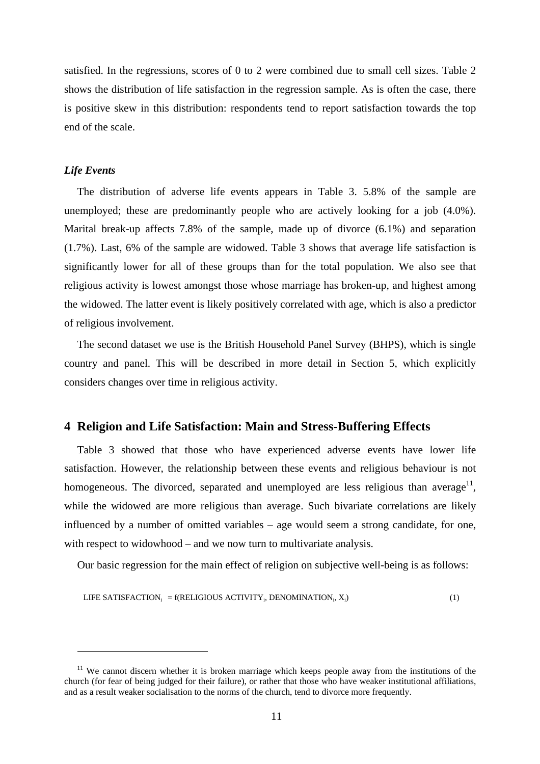satisfied. In the regressions, scores of 0 to 2 were combined due to small cell sizes. Table 2 shows the distribution of life satisfaction in the regression sample. As is often the case, there is positive skew in this distribution: respondents tend to report satisfaction towards the top end of the scale.

### *Life Events*

The distribution of adverse life events appears in Table 3. 5.8% of the sample are unemployed; these are predominantly people who are actively looking for a job (4.0%). Marital break-up affects 7.8% of the sample, made up of divorce (6.1%) and separation (1.7%). Last, 6% of the sample are widowed. Table 3 shows that average life satisfaction is significantly lower for all of these groups than for the total population. We also see that religious activity is lowest amongst those whose marriage has broken-up, and highest among the widowed. The latter event is likely positively correlated with age, which is also a predictor of religious involvement.

The second dataset we use is the British Household Panel Survey (BHPS), which is single country and panel. This will be described in more detail in Section 5, which explicitly considers changes over time in religious activity.

## 4 Religion and Life Satisfaction: Main and Stress-Buffering Effects

Table 3 showed that those who have experienced adverse events have lower life satisfaction. However, the relationship between these events and religious behaviour is not homogeneous. The divorced, separated and unemployed are less religious than average[11], while the widowed are more religious than average. Such bivariate correlations are likely influenced by a number of omitted variables – age would seem a strong candidate, for one, with respect to widowhood – and we now turn to multivariate analysis.

Our basic regression for the main effect of religion on subjective well-being is as follows:

$$\text{LIFE SATISFACTION}_i = f(\text{RELIGIOUS ACTIVITY}_i, \text{DENOMINATION}_i, X_i) \quad (1)$$

---

[11] We cannot discern whether it is broken marriage which keeps people away from the institutions of the church (for fear of being judged for their failure), or rather that those who have weaker institutional affiliations, and as a result weaker socialisation to the norms of the church, tend to divorce more frequently.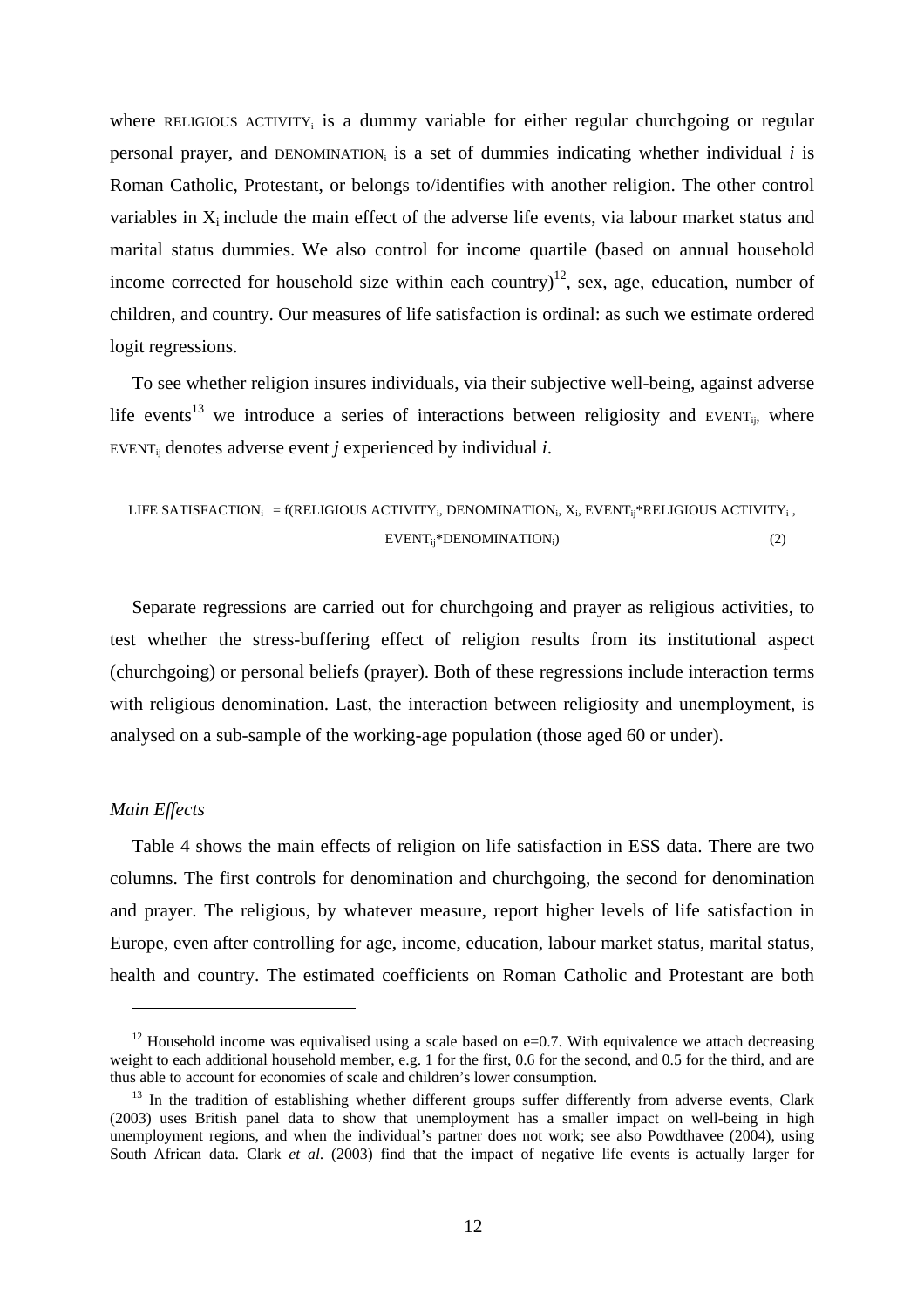where RELIGIOUS ACTIVITY$_i$ is a dummy variable for either regular churchgoing or regular personal prayer, and DENOMINATION$_i$ is a set of dummies indicating whether individual *i* is Roman Catholic, Protestant, or belongs to/identifies with another religion. The other control variables in $X_i$ include the main effect of the adverse life events, via labour market status and marital status dummies. We also control for income quartile (based on annual household income corrected for household size within each country)[12], sex, age, education, number of children, and country. Our measures of life satisfaction is ordinal: as such we estimate ordered logit regressions.

To see whether religion insures individuals, via their subjective well-being, against adverse life events[13] we introduce a series of interactions between religiosity and EVENT$_{ij}$, where EVENT$_{ij}$ denotes adverse event *j* experienced by individual *i*.

$$\text{LIFE SATISFACTION}_i = f(\text{RELIGIOUS ACTIVITY}_i, \text{DENOMINATION}_i, X_i, \text{EVENT}_{ij}*\text{RELIGIOUS ACTIVITY}_i, \text{EVENT}_{ij}*\text{DENOMINATION}_i) \quad (2)$$

Separate regressions are carried out for churchgoing and prayer as religious activities, to test whether the stress-buffering effect of religion results from its institutional aspect (churchgoing) or personal beliefs (prayer). Both of these regressions include interaction terms with religious denomination. Last, the interaction between religiosity and unemployment, is analysed on a sub-sample of the working-age population (those aged 60 or under).

*Main Effects*

Table 4 shows the main effects of religion on life satisfaction in ESS data. There are two columns. The first controls for denomination and churchgoing, the second for denomination and prayer. The religious, by whatever measure, report higher levels of life satisfaction in Europe, even after controlling for age, income, education, labour market status, marital status, health and country. The estimated coefficients on Roman Catholic and Protestant are both

---

[12] Household income was equivalised using a scale based on e=0.7. With equivalence we attach decreasing weight to each additional household member, e.g. 1 for the first, 0.6 for the second, and 0.5 for the third, and are thus able to account for economies of scale and children's lower consumption.

[13] In the tradition of establishing whether different groups suffer differently from adverse events, Clark (2003) uses British panel data to show that unemployment has a smaller impact on well-being in high unemployment regions, and when the individual's partner does not work; see also Powdthavee (2004), using South African data. Clark *et al.* (2003) find that the impact of negative life events is actually larger for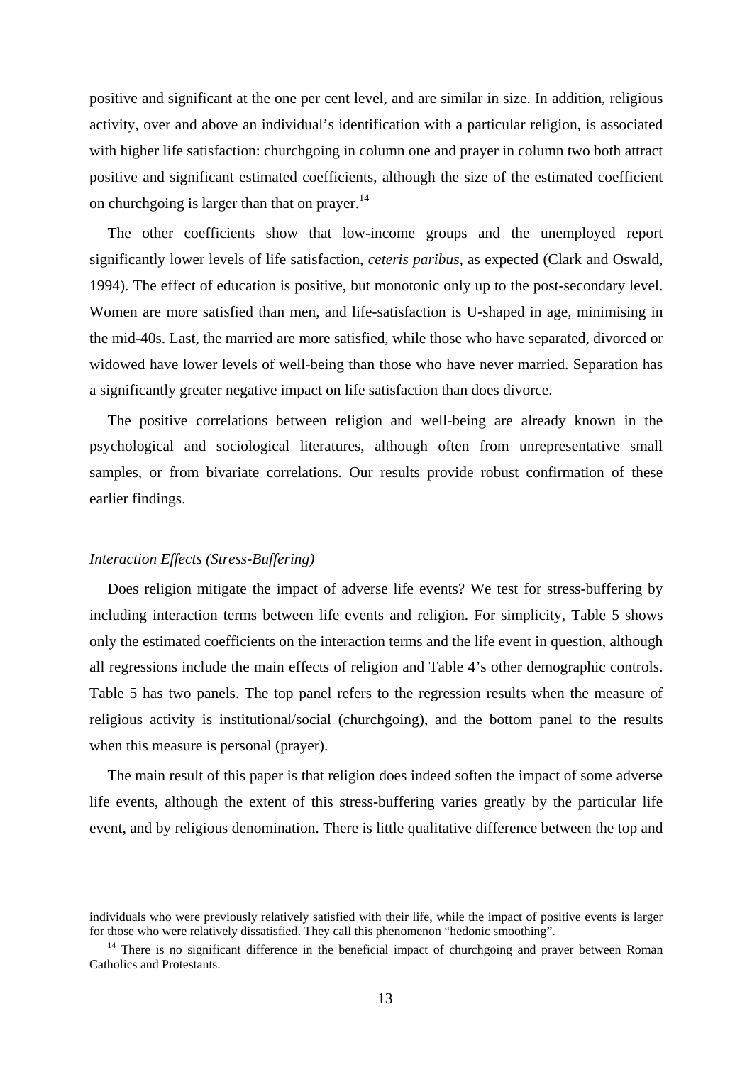positive and significant at the one per cent level, and are similar in size. In addition, religious activity, over and above an individual's identification with a particular religion, is associated with higher life satisfaction: churchgoing in column one and prayer in column two both attract positive and significant estimated coefficients, although the size of the estimated coefficient on churchgoing is larger than that on prayer.[14]

The other coefficients show that low-income groups and the unemployed report significantly lower levels of life satisfaction, *ceteris paribus*, as expected (Clark and Oswald, 1994). The effect of education is positive, but monotonic only up to the post-secondary level. Women are more satisfied than men, and life-satisfaction is U-shaped in age, minimising in the mid-40s. Last, the married are more satisfied, while those who have separated, divorced or widowed have lower levels of well-being than those who have never married. Separation has a significantly greater negative impact on life satisfaction than does divorce.

The positive correlations between religion and well-being are already known in the psychological and sociological literatures, although often from unrepresentative small samples, or from bivariate correlations. Our results provide robust confirmation of these earlier findings.

*Interaction Effects (Stress-Buffering)*

Does religion mitigate the impact of adverse life events? We test for stress-buffering by including interaction terms between life events and religion. For simplicity, Table 5 shows only the estimated coefficients on the interaction terms and the life event in question, although all regressions include the main effects of religion and Table 4's other demographic controls. Table 5 has two panels. The top panel refers to the regression results when the measure of religious activity is institutional/social (churchgoing), and the bottom panel to the results when this measure is personal (prayer).

The main result of this paper is that religion does indeed soften the impact of some adverse life events, although the extent of this stress-buffering varies greatly by the particular life event, and by religious denomination. There is little qualitative difference between the top and

---

individuals who were previously relatively satisfied with their life, while the impact of positive events is larger for those who were relatively dissatisfied. They call this phenomenon "hedonic smoothing".

[14] There is no significant difference in the beneficial impact of churchgoing and prayer between Roman Catholics and Protestants.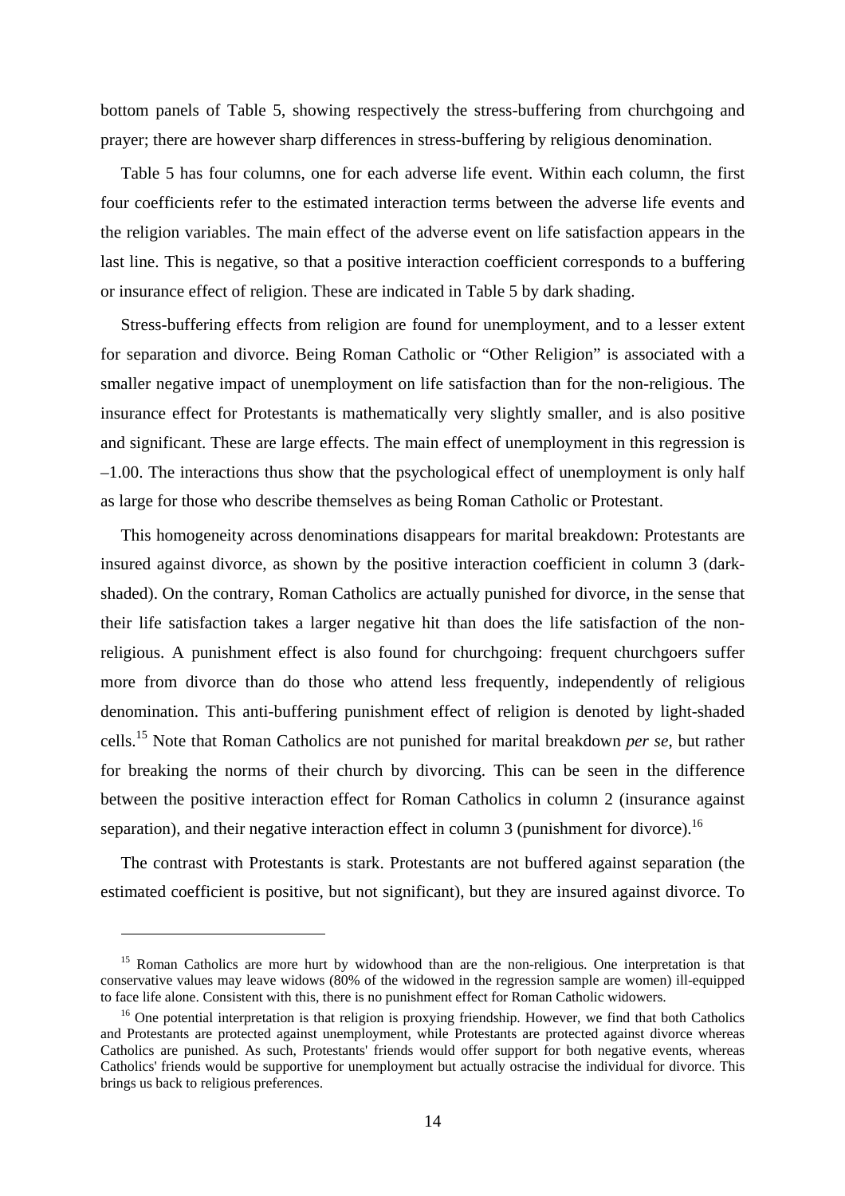bottom panels of Table 5, showing respectively the stress-buffering from churchgoing and prayer; there are however sharp differences in stress-buffering by religious denomination.

Table 5 has four columns, one for each adverse life event. Within each column, the first four coefficients refer to the estimated interaction terms between the adverse life events and the religion variables. The main effect of the adverse event on life satisfaction appears in the last line. This is negative, so that a positive interaction coefficient corresponds to a buffering or insurance effect of religion. These are indicated in Table 5 by dark shading.

Stress-buffering effects from religion are found for unemployment, and to a lesser extent for separation and divorce. Being Roman Catholic or "Other Religion" is associated with a smaller negative impact of unemployment on life satisfaction than for the non-religious. The insurance effect for Protestants is mathematically very slightly smaller, and is also positive and significant. These are large effects. The main effect of unemployment in this regression is –1.00. The interactions thus show that the psychological effect of unemployment is only half as large for those who describe themselves as being Roman Catholic or Protestant.

This homogeneity across denominations disappears for marital breakdown: Protestants are insured against divorce, as shown by the positive interaction coefficient in column 3 (dark-shaded). On the contrary, Roman Catholics are actually punished for divorce, in the sense that their life satisfaction takes a larger negative hit than does the life satisfaction of the non-religious. A punishment effect is also found for churchgoing: frequent churchgoers suffer more from divorce than do those who attend less frequently, independently of religious denomination. This anti-buffering punishment effect of religion is denoted by light-shaded cells.[15] Note that Roman Catholics are not punished for marital breakdown *per se*, but rather for breaking the norms of their church by divorcing. This can be seen in the difference between the positive interaction effect for Roman Catholics in column 2 (insurance against separation), and their negative interaction effect in column 3 (punishment for divorce).[16]

The contrast with Protestants is stark. Protestants are not buffered against separation (the estimated coefficient is positive, but not significant), but they are insured against divorce. To

---

[15] Roman Catholics are more hurt by widowhood than are the non-religious. One interpretation is that conservative values may leave widows (80% of the widowed in the regression sample are women) ill-equipped to face life alone. Consistent with this, there is no punishment effect for Roman Catholic widowers.

[16] One potential interpretation is that religion is proxying friendship. However, we find that both Catholics and Protestants are protected against unemployment, while Protestants are protected against divorce whereas Catholics are punished. As such, Protestants' friends would offer support for both negative events, whereas Catholics' friends would be supportive for unemployment but actually ostracise the individual for divorce. This brings us back to religious preferences.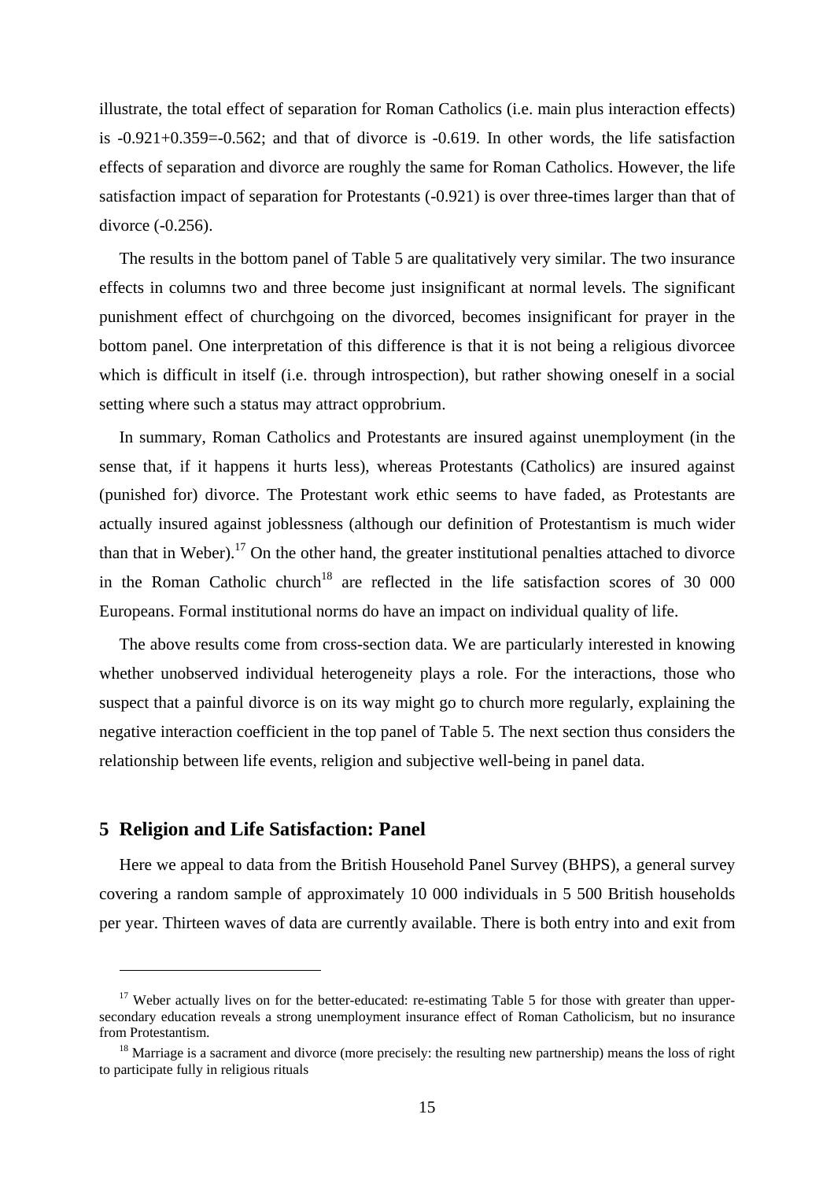illustrate, the total effect of separation for Roman Catholics (i.e. main plus interaction effects) is -0.921+0.359=-0.562; and that of divorce is -0.619. In other words, the life satisfaction effects of separation and divorce are roughly the same for Roman Catholics. However, the life satisfaction impact of separation for Protestants (-0.921) is over three-times larger than that of divorce (-0.256).

The results in the bottom panel of Table 5 are qualitatively very similar. The two insurance effects in columns two and three become just insignificant at normal levels. The significant punishment effect of churchgoing on the divorced, becomes insignificant for prayer in the bottom panel. One interpretation of this difference is that it is not being a religious divorcee which is difficult in itself (i.e. through introspection), but rather showing oneself in a social setting where such a status may attract opprobrium.

In summary, Roman Catholics and Protestants are insured against unemployment (in the sense that, if it happens it hurts less), whereas Protestants (Catholics) are insured against (punished for) divorce. The Protestant work ethic seems to have faded, as Protestants are actually insured against joblessness (although our definition of Protestantism is much wider than that in Weber).[17] On the other hand, the greater institutional penalties attached to divorce in the Roman Catholic church[18] are reflected in the life satisfaction scores of 30 000 Europeans. Formal institutional norms do have an impact on individual quality of life.

The above results come from cross-section data. We are particularly interested in knowing whether unobserved individual heterogeneity plays a role. For the interactions, those who suspect that a painful divorce is on its way might go to church more regularly, explaining the negative interaction coefficient in the top panel of Table 5. The next section thus considers the relationship between life events, religion and subjective well-being in panel data.

## 5 Religion and Life Satisfaction: Panel

Here we appeal to data from the British Household Panel Survey (BHPS), a general survey covering a random sample of approximately 10 000 individuals in 5 500 British households per year. Thirteen waves of data are currently available. There is both entry into and exit from

---

[17] Weber actually lives on for the better-educated: re-estimating Table 5 for those with greater than upper-secondary education reveals a strong unemployment insurance effect of Roman Catholicism, but no insurance from Protestantism.

[18] Marriage is a sacrament and divorce (more precisely: the resulting new partnership) means the loss of right to participate fully in religious rituals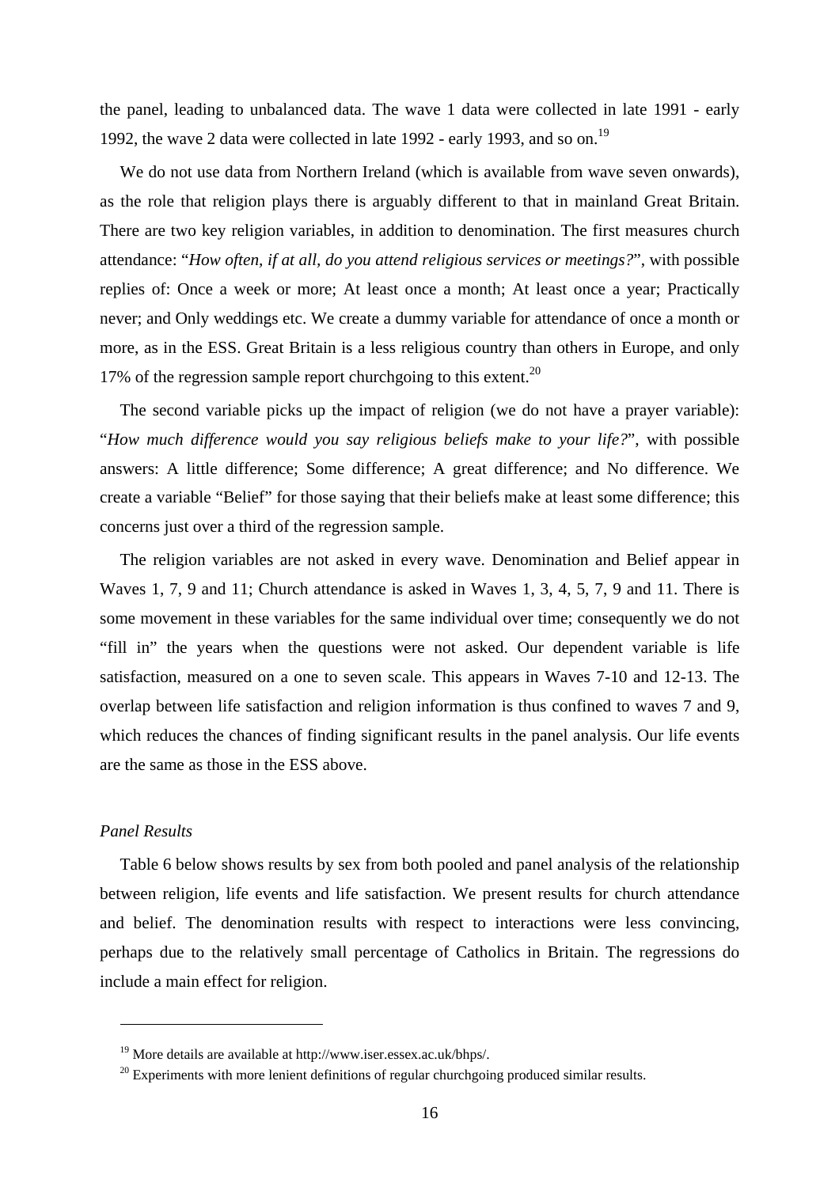the panel, leading to unbalanced data. The wave 1 data were collected in late 1991 - early 1992, the wave 2 data were collected in late 1992 - early 1993, and so on.[19]

We do not use data from Northern Ireland (which is available from wave seven onwards), as the role that religion plays there is arguably different to that in mainland Great Britain. There are two key religion variables, in addition to denomination. The first measures church attendance: "*How often, if at all, do you attend religious services or meetings?*", with possible replies of: Once a week or more; At least once a month; At least once a year; Practically never; and Only weddings etc. We create a dummy variable for attendance of once a month or more, as in the ESS. Great Britain is a less religious country than others in Europe, and only 17% of the regression sample report churchgoing to this extent.[20]

The second variable picks up the impact of religion (we do not have a prayer variable): "*How much difference would you say religious beliefs make to your life?*", with possible answers: A little difference; Some difference; A great difference; and No difference. We create a variable "Belief" for those saying that their beliefs make at least some difference; this concerns just over a third of the regression sample.

The religion variables are not asked in every wave. Denomination and Belief appear in Waves 1, 7, 9 and 11; Church attendance is asked in Waves 1, 3, 4, 5, 7, 9 and 11. There is some movement in these variables for the same individual over time; consequently we do not "fill in" the years when the questions were not asked. Our dependent variable is life satisfaction, measured on a one to seven scale. This appears in Waves 7-10 and 12-13. The overlap between life satisfaction and religion information is thus confined to waves 7 and 9, which reduces the chances of finding significant results in the panel analysis. Our life events are the same as those in the ESS above.

*Panel Results*

Table 6 below shows results by sex from both pooled and panel analysis of the relationship between religion, life events and life satisfaction. We present results for church attendance and belief. The denomination results with respect to interactions were less convincing, perhaps due to the relatively small percentage of Catholics in Britain. The regressions do include a main effect for religion.

[19] More details are available at http://www.iser.essex.ac.uk/bhps/.

[20] Experiments with more lenient definitions of regular churchgoing produced similar results.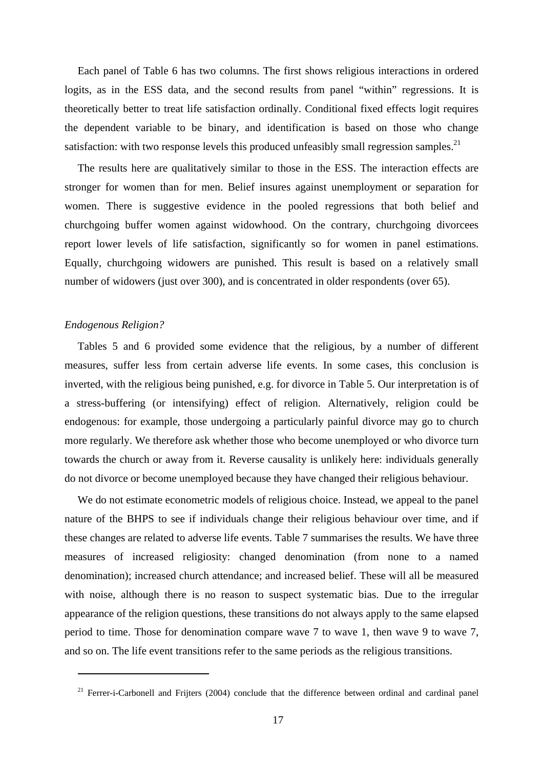Each panel of Table 6 has two columns. The first shows religious interactions in ordered logits, as in the ESS data, and the second results from panel "within" regressions. It is theoretically better to treat life satisfaction ordinally. Conditional fixed effects logit requires the dependent variable to be binary, and identification is based on those who change satisfaction: with two response levels this produced unfeasibly small regression samples.[21]

The results here are qualitatively similar to those in the ESS. The interaction effects are stronger for women than for men. Belief insures against unemployment or separation for women. There is suggestive evidence in the pooled regressions that both belief and churchgoing buffer women against widowhood. On the contrary, churchgoing divorcees report lower levels of life satisfaction, significantly so for women in panel estimations. Equally, churchgoing widowers are punished. This result is based on a relatively small number of widowers (just over 300), and is concentrated in older respondents (over 65).

*Endogenous Religion?*

Tables 5 and 6 provided some evidence that the religious, by a number of different measures, suffer less from certain adverse life events. In some cases, this conclusion is inverted, with the religious being punished, e.g. for divorce in Table 5. Our interpretation is of a stress-buffering (or intensifying) effect of religion. Alternatively, religion could be endogenous: for example, those undergoing a particularly painful divorce may go to church more regularly. We therefore ask whether those who become unemployed or who divorce turn towards the church or away from it. Reverse causality is unlikely here: individuals generally do not divorce or become unemployed because they have changed their religious behaviour.

We do not estimate econometric models of religious choice. Instead, we appeal to the panel nature of the BHPS to see if individuals change their religious behaviour over time, and if these changes are related to adverse life events. Table 7 summarises the results. We have three measures of increased religiosity: changed denomination (from none to a named denomination); increased church attendance; and increased belief. These will all be measured with noise, although there is no reason to suspect systematic bias. Due to the irregular appearance of the religion questions, these transitions do not always apply to the same elapsed period to time. Those for denomination compare wave 7 to wave 1, then wave 9 to wave 7, and so on. The life event transitions refer to the same periods as the religious transitions.

[21] Ferrer-i-Carbonell and Frijters (2004) conclude that the difference between ordinal and cardinal panel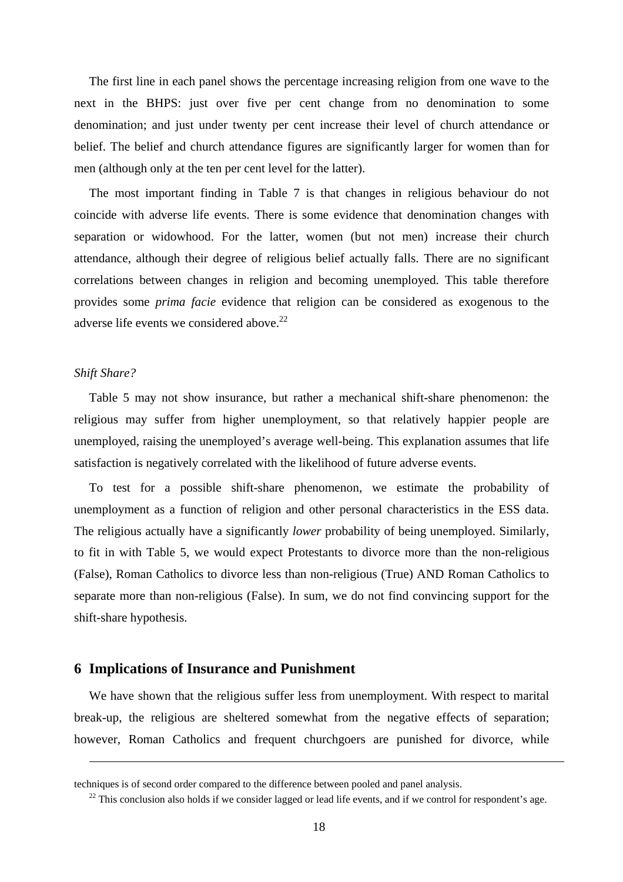The first line in each panel shows the percentage increasing religion from one wave to the next in the BHPS: just over five per cent change from no denomination to some denomination; and just under twenty per cent increase their level of church attendance or belief. The belief and church attendance figures are significantly larger for women than for men (although only at the ten per cent level for the latter).

The most important finding in Table 7 is that changes in religious behaviour do not coincide with adverse life events. There is some evidence that denomination changes with separation or widowhood. For the latter, women (but not men) increase their church attendance, although their degree of religious belief actually falls. There are no significant correlations between changes in religion and becoming unemployed. This table therefore provides some *prima facie* evidence that religion can be considered as exogenous to the adverse life events we considered above.[22]

*Shift Share?*

Table 5 may not show insurance, but rather a mechanical shift-share phenomenon: the religious may suffer from higher unemployment, so that relatively happier people are unemployed, raising the unemployed's average well-being. This explanation assumes that life satisfaction is negatively correlated with the likelihood of future adverse events.

To test for a possible shift-share phenomenon, we estimate the probability of unemployment as a function of religion and other personal characteristics in the ESS data. The religious actually have a significantly *lower* probability of being unemployed. Similarly, to fit in with Table 5, we would expect Protestants to divorce more than the non-religious (False), Roman Catholics to divorce less than non-religious (True) AND Roman Catholics to separate more than non-religious (False). In sum, we do not find convincing support for the shift-share hypothesis.

## 6 Implications of Insurance and Punishment

We have shown that the religious suffer less from unemployment. With respect to marital break-up, the religious are sheltered somewhat from the negative effects of separation; however, Roman Catholics and frequent churchgoers are punished for divorce, while

---

techniques is of second order compared to the difference between pooled and panel analysis.

[22] This conclusion also holds if we consider lagged or lead life events, and if we control for respondent's age.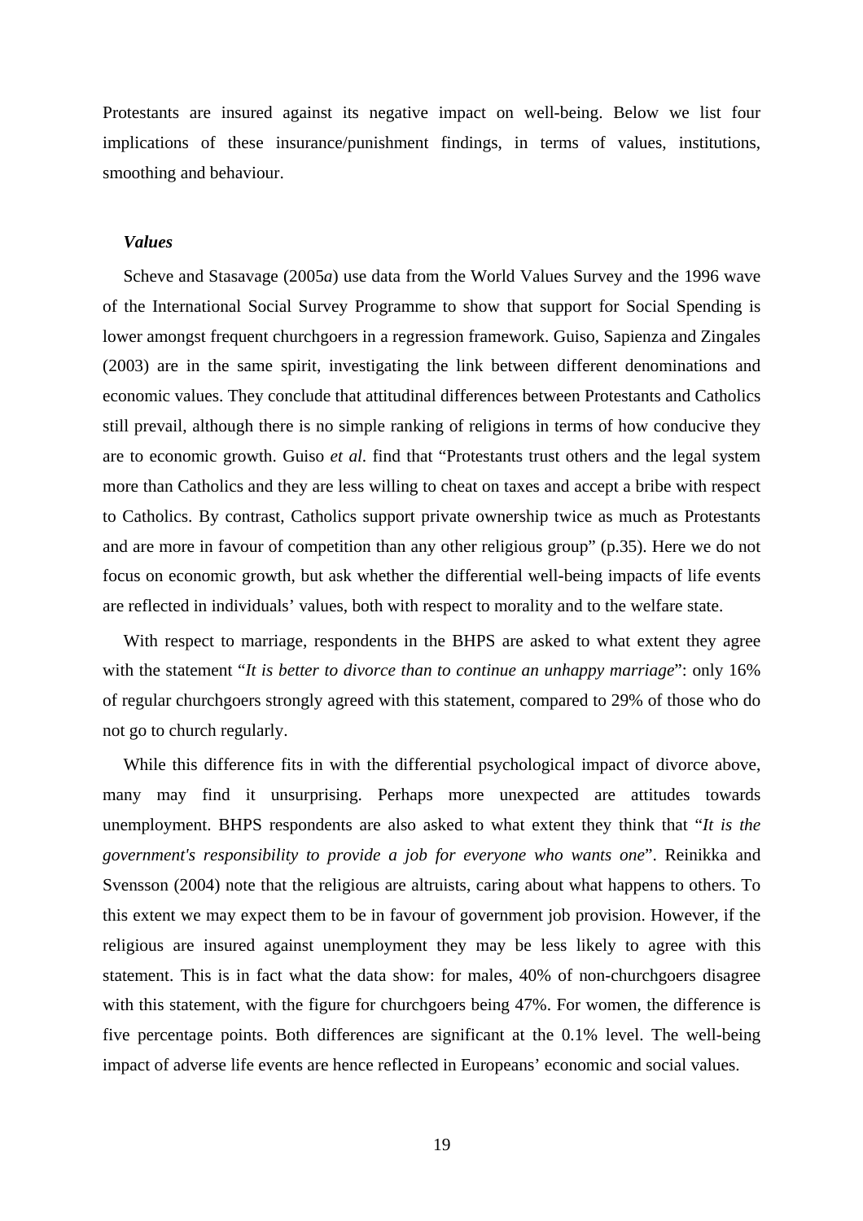Protestants are insured against its negative impact on well-being. Below we list four implications of these insurance/punishment findings, in terms of values, institutions, smoothing and behaviour.

***Values***

Scheve and Stasavage (2005*a*) use data from the World Values Survey and the 1996 wave of the International Social Survey Programme to show that support for Social Spending is lower amongst frequent churchgoers in a regression framework. Guiso, Sapienza and Zingales (2003) are in the same spirit, investigating the link between different denominations and economic values. They conclude that attitudinal differences between Protestants and Catholics still prevail, although there is no simple ranking of religions in terms of how conducive they are to economic growth. Guiso *et al.* find that "Protestants trust others and the legal system more than Catholics and they are less willing to cheat on taxes and accept a bribe with respect to Catholics. By contrast, Catholics support private ownership twice as much as Protestants and are more in favour of competition than any other religious group" (p.35). Here we do not focus on economic growth, but ask whether the differential well-being impacts of life events are reflected in individuals' values, both with respect to morality and to the welfare state.

With respect to marriage, respondents in the BHPS are asked to what extent they agree with the statement "*It is better to divorce than to continue an unhappy marriage*": only 16% of regular churchgoers strongly agreed with this statement, compared to 29% of those who do not go to church regularly.

While this difference fits in with the differential psychological impact of divorce above, many may find it unsurprising. Perhaps more unexpected are attitudes towards unemployment. BHPS respondents are also asked to what extent they think that "*It is the government's responsibility to provide a job for everyone who wants one*". Reinikka and Svensson (2004) note that the religious are altruists, caring about what happens to others. To this extent we may expect them to be in favour of government job provision. However, if the religious are insured against unemployment they may be less likely to agree with this statement. This is in fact what the data show: for males, 40% of non-churchgoers disagree with this statement, with the figure for churchgoers being 47%. For women, the difference is five percentage points. Both differences are significant at the 0.1% level. The well-being impact of adverse life events are hence reflected in Europeans' economic and social values.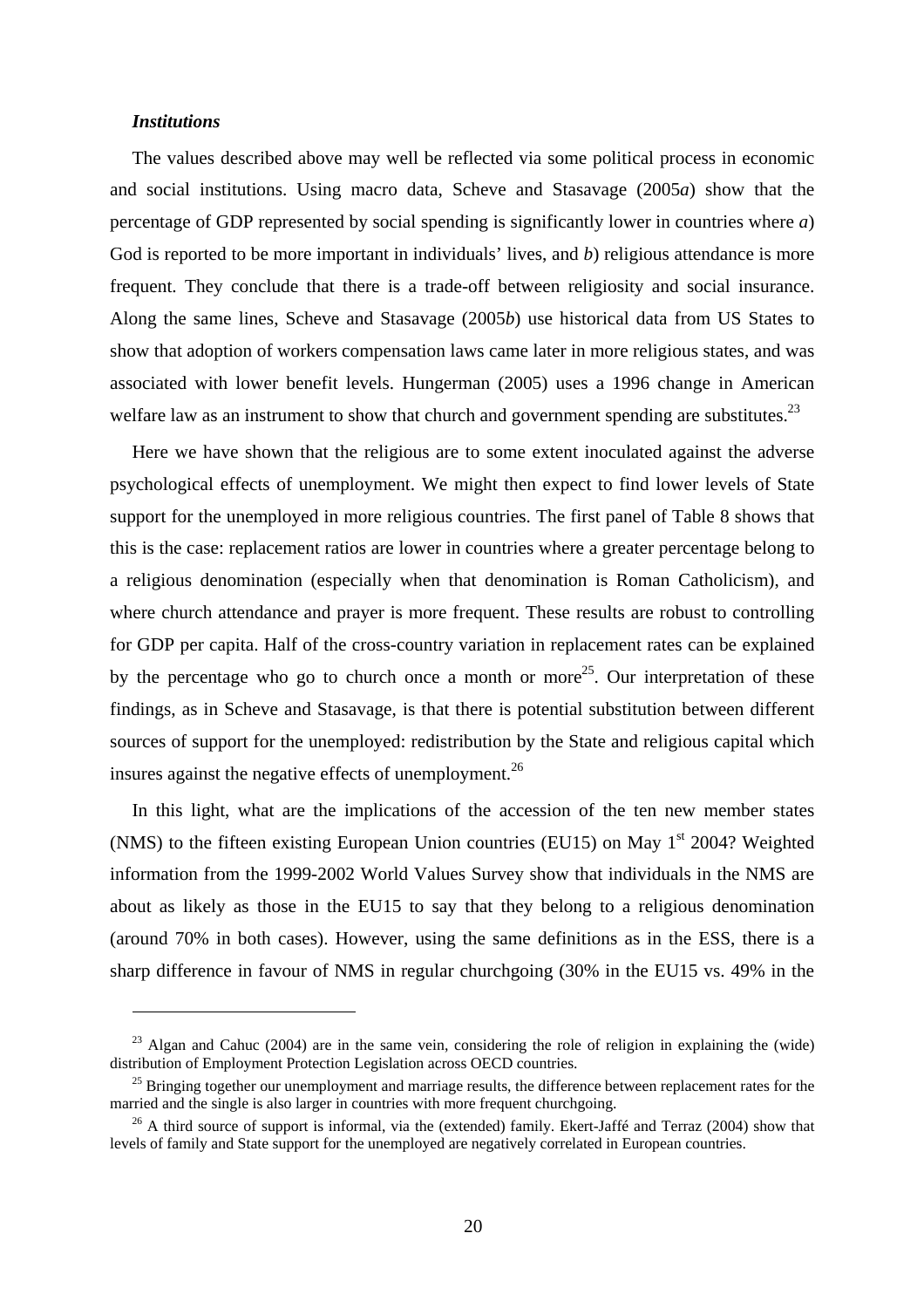***Institutions***

The values described above may well be reflected via some political process in economic and social institutions. Using macro data, Scheve and Stasavage (2005*a*) show that the percentage of GDP represented by social spending is significantly lower in countries where *a*) God is reported to be more important in individuals' lives, and *b*) religious attendance is more frequent. They conclude that there is a trade-off between religiosity and social insurance. Along the same lines, Scheve and Stasavage (2005*b*) use historical data from US States to show that adoption of workers compensation laws came later in more religious states, and was associated with lower benefit levels. Hungerman (2005) uses a 1996 change in American welfare law as an instrument to show that church and government spending are substitutes.[23]

Here we have shown that the religious are to some extent inoculated against the adverse psychological effects of unemployment. We might then expect to find lower levels of State support for the unemployed in more religious countries. The first panel of Table 8 shows that this is the case: replacement ratios are lower in countries where a greater percentage belong to a religious denomination (especially when that denomination is Roman Catholicism), and where church attendance and prayer is more frequent. These results are robust to controlling for GDP per capita. Half of the cross-country variation in replacement rates can be explained by the percentage who go to church once a month or more[25]. Our interpretation of these findings, as in Scheve and Stasavage, is that there is potential substitution between different sources of support for the unemployed: redistribution by the State and religious capital which insures against the negative effects of unemployment.[26]

In this light, what are the implications of the accession of the ten new member states (NMS) to the fifteen existing European Union countries (EU15) on May 1st 2004? Weighted information from the 1999-2002 World Values Survey show that individuals in the NMS are about as likely as those in the EU15 to say that they belong to a religious denomination (around 70% in both cases). However, using the same definitions as in the ESS, there is a sharp difference in favour of NMS in regular churchgoing (30% in the EU15 vs. 49% in the

---

[23] Algan and Cahuc (2004) are in the same vein, considering the role of religion in explaining the (wide) distribution of Employment Protection Legislation across OECD countries.

[25] Bringing together our unemployment and marriage results, the difference between replacement rates for the married and the single is also larger in countries with more frequent churchgoing.

[26] A third source of support is informal, via the (extended) family. Ekert-Jaffé and Terraz (2004) show that levels of family and State support for the unemployed are negatively correlated in European countries.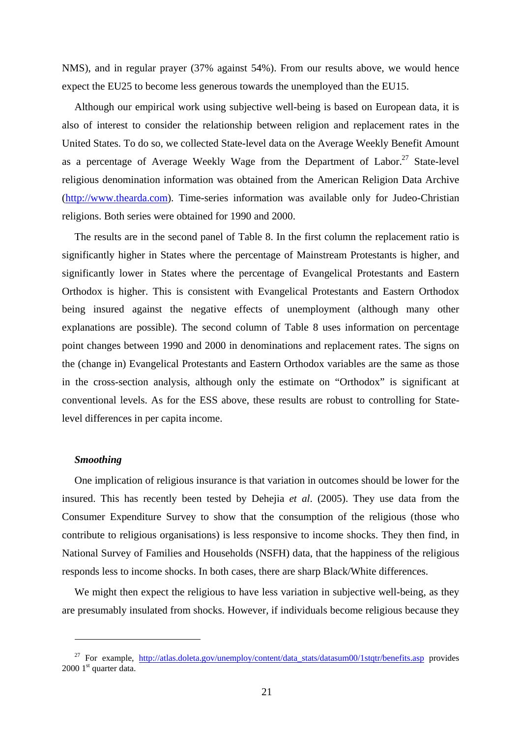NMS), and in regular prayer (37% against 54%). From our results above, we would hence expect the EU25 to become less generous towards the unemployed than the EU15.

Although our empirical work using subjective well-being is based on European data, it is also of interest to consider the relationship between religion and replacement rates in the United States. To do so, we collected State-level data on the Average Weekly Benefit Amount as a percentage of Average Weekly Wage from the Department of Labor.[27] State-level religious denomination information was obtained from the American Religion Data Archive (http://www.thearda.com). Time-series information was available only for Judeo-Christian religions. Both series were obtained for 1990 and 2000.

The results are in the second panel of Table 8. In the first column the replacement ratio is significantly higher in States where the percentage of Mainstream Protestants is higher, and significantly lower in States where the percentage of Evangelical Protestants and Eastern Orthodox is higher. This is consistent with Evangelical Protestants and Eastern Orthodox being insured against the negative effects of unemployment (although many other explanations are possible). The second column of Table 8 uses information on percentage point changes between 1990 and 2000 in denominations and replacement rates. The signs on the (change in) Evangelical Protestants and Eastern Orthodox variables are the same as those in the cross-section analysis, although only the estimate on "Orthodox" is significant at conventional levels. As for the ESS above, these results are robust to controlling for State-level differences in per capita income.

### *Smoothing*

One implication of religious insurance is that variation in outcomes should be lower for the insured. This has recently been tested by Dehejia *et al*. (2005). They use data from the Consumer Expenditure Survey to show that the consumption of the religious (those who contribute to religious organisations) is less responsive to income shocks. They then find, in National Survey of Families and Households (NSFH) data, that the happiness of the religious responds less to income shocks. In both cases, there are sharp Black/White differences.

We might then expect the religious to have less variation in subjective well-being, as they are presumably insulated from shocks. However, if individuals become religious because they

---

[27] For example, http://atlas.doleta.gov/unemploy/content/data_stats/datasum00/1stqtr/benefits.asp provides 2000 1st quarter data.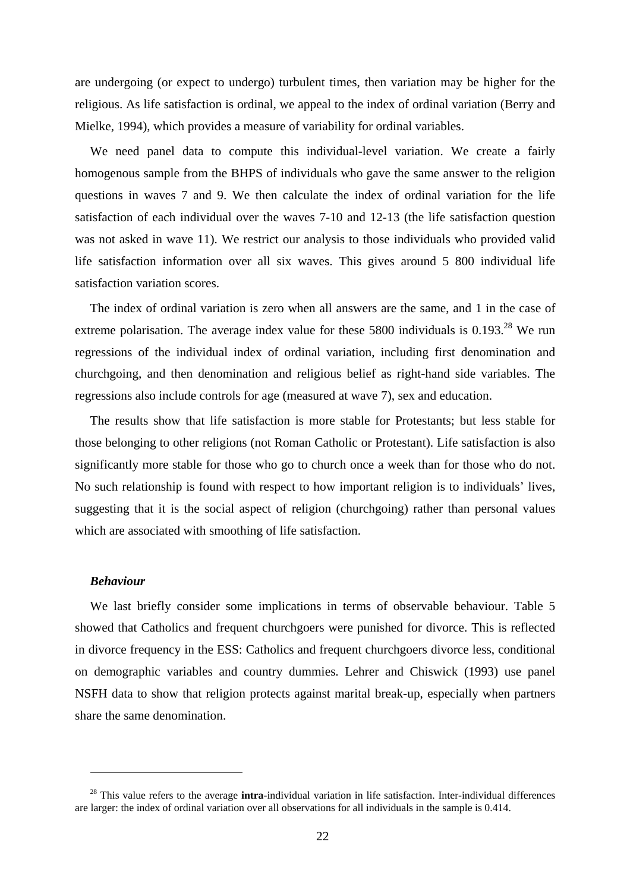are undergoing (or expect to undergo) turbulent times, then variation may be higher for the religious. As life satisfaction is ordinal, we appeal to the index of ordinal variation (Berry and Mielke, 1994), which provides a measure of variability for ordinal variables.

We need panel data to compute this individual-level variation. We create a fairly homogenous sample from the BHPS of individuals who gave the same answer to the religion questions in waves 7 and 9. We then calculate the index of ordinal variation for the life satisfaction of each individual over the waves 7-10 and 12-13 (the life satisfaction question was not asked in wave 11). We restrict our analysis to those individuals who provided valid life satisfaction information over all six waves. This gives around 5 800 individual life satisfaction variation scores.

The index of ordinal variation is zero when all answers are the same, and 1 in the case of extreme polarisation. The average index value for these 5800 individuals is 0.193.[28] We run regressions of the individual index of ordinal variation, including first denomination and churchgoing, and then denomination and religious belief as right-hand side variables. The regressions also include controls for age (measured at wave 7), sex and education.

The results show that life satisfaction is more stable for Protestants; but less stable for those belonging to other religions (not Roman Catholic or Protestant). Life satisfaction is also significantly more stable for those who go to church once a week than for those who do not. No such relationship is found with respect to how important religion is to individuals' lives, suggesting that it is the social aspect of religion (churchgoing) rather than personal values which are associated with smoothing of life satisfaction.

### *Behaviour*

We last briefly consider some implications in terms of observable behaviour. Table 5 showed that Catholics and frequent churchgoers were punished for divorce. This is reflected in divorce frequency in the ESS: Catholics and frequent churchgoers divorce less, conditional on demographic variables and country dummies. Lehrer and Chiswick (1993) use panel NSFH data to show that religion protects against marital break-up, especially when partners share the same denomination.

---

[28] This value refers to the average **intra**-individual variation in life satisfaction. Inter-individual differences are larger: the index of ordinal variation over all observations for all individuals in the sample is 0.414.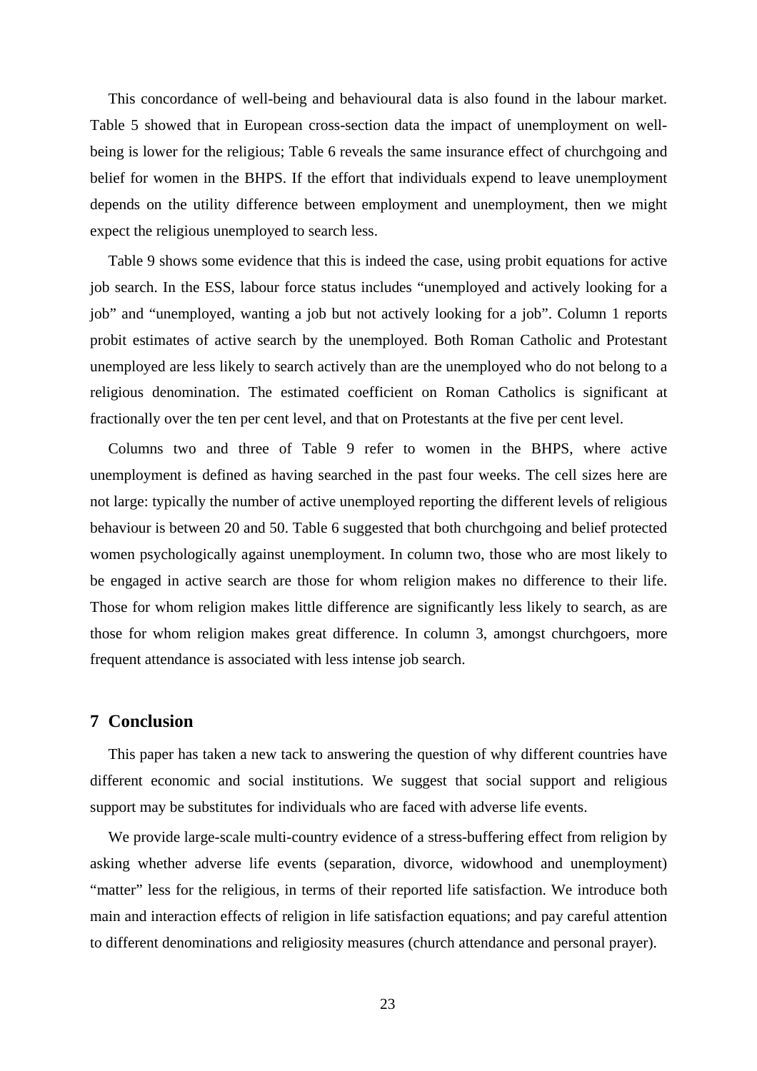This concordance of well-being and behavioural data is also found in the labour market. Table 5 showed that in European cross-section data the impact of unemployment on well-being is lower for the religious; Table 6 reveals the same insurance effect of churchgoing and belief for women in the BHPS. If the effort that individuals expend to leave unemployment depends on the utility difference between employment and unemployment, then we might expect the religious unemployed to search less.

Table 9 shows some evidence that this is indeed the case, using probit equations for active job search. In the ESS, labour force status includes "unemployed and actively looking for a job" and "unemployed, wanting a job but not actively looking for a job". Column 1 reports probit estimates of active search by the unemployed. Both Roman Catholic and Protestant unemployed are less likely to search actively than are the unemployed who do not belong to a religious denomination. The estimated coefficient on Roman Catholics is significant at fractionally over the ten per cent level, and that on Protestants at the five per cent level.

Columns two and three of Table 9 refer to women in the BHPS, where active unemployment is defined as having searched in the past four weeks. The cell sizes here are not large: typically the number of active unemployed reporting the different levels of religious behaviour is between 20 and 50. Table 6 suggested that both churchgoing and belief protected women psychologically against unemployment. In column two, those who are most likely to be engaged in active search are those for whom religion makes no difference to their life. Those for whom religion makes little difference are significantly less likely to search, as are those for whom religion makes great difference. In column 3, amongst churchgoers, more frequent attendance is associated with less intense job search.

## 7 Conclusion

This paper has taken a new tack to answering the question of why different countries have different economic and social institutions. We suggest that social support and religious support may be substitutes for individuals who are faced with adverse life events.

We provide large-scale multi-country evidence of a stress-buffering effect from religion by asking whether adverse life events (separation, divorce, widowhood and unemployment) "matter" less for the religious, in terms of their reported life satisfaction. We introduce both main and interaction effects of religion in life satisfaction equations; and pay careful attention to different denominations and religiosity measures (church attendance and personal prayer).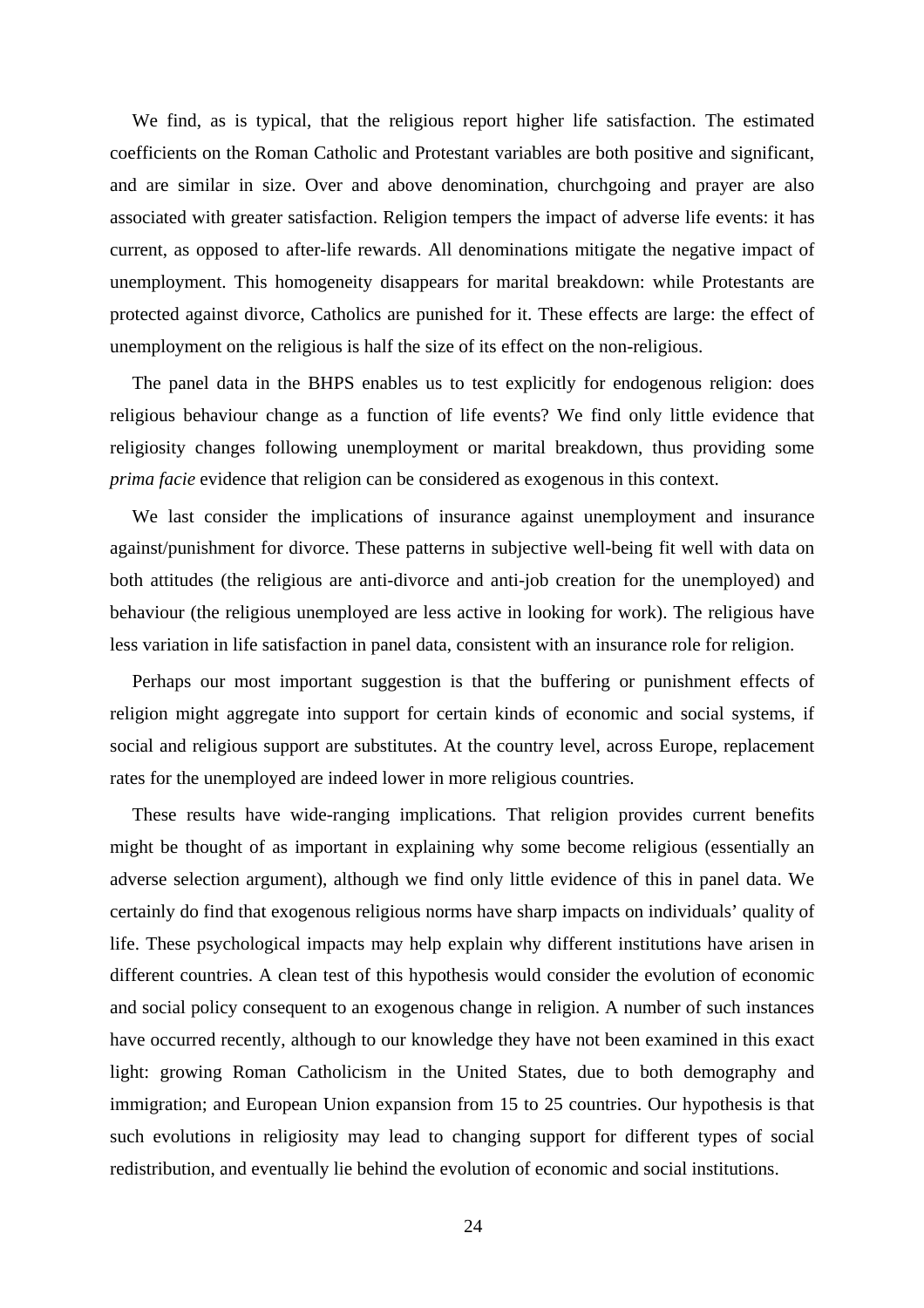We find, as is typical, that the religious report higher life satisfaction. The estimated coefficients on the Roman Catholic and Protestant variables are both positive and significant, and are similar in size. Over and above denomination, churchgoing and prayer are also associated with greater satisfaction. Religion tempers the impact of adverse life events: it has current, as opposed to after-life rewards. All denominations mitigate the negative impact of unemployment. This homogeneity disappears for marital breakdown: while Protestants are protected against divorce, Catholics are punished for it. These effects are large: the effect of unemployment on the religious is half the size of its effect on the non-religious.

The panel data in the BHPS enables us to test explicitly for endogenous religion: does religious behaviour change as a function of life events? We find only little evidence that religiosity changes following unemployment or marital breakdown, thus providing some *prima facie* evidence that religion can be considered as exogenous in this context.

We last consider the implications of insurance against unemployment and insurance against/punishment for divorce. These patterns in subjective well-being fit well with data on both attitudes (the religious are anti-divorce and anti-job creation for the unemployed) and behaviour (the religious unemployed are less active in looking for work). The religious have less variation in life satisfaction in panel data, consistent with an insurance role for religion.

Perhaps our most important suggestion is that the buffering or punishment effects of religion might aggregate into support for certain kinds of economic and social systems, if social and religious support are substitutes. At the country level, across Europe, replacement rates for the unemployed are indeed lower in more religious countries.

These results have wide-ranging implications. That religion provides current benefits might be thought of as important in explaining why some become religious (essentially an adverse selection argument), although we find only little evidence of this in panel data. We certainly do find that exogenous religious norms have sharp impacts on individuals' quality of life. These psychological impacts may help explain why different institutions have arisen in different countries. A clean test of this hypothesis would consider the evolution of economic and social policy consequent to an exogenous change in religion. A number of such instances have occurred recently, although to our knowledge they have not been examined in this exact light: growing Roman Catholicism in the United States, due to both demography and immigration; and European Union expansion from 15 to 25 countries. Our hypothesis is that such evolutions in religiosity may lead to changing support for different types of social redistribution, and eventually lie behind the evolution of economic and social institutions.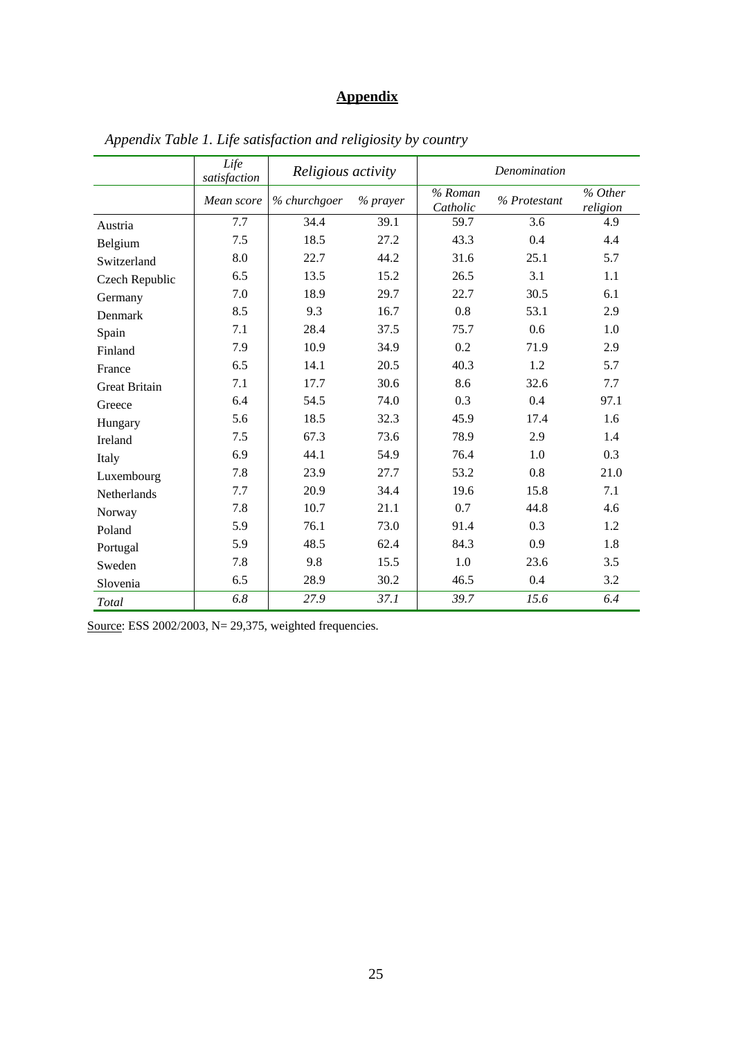# **Appendix**

*Appendix Table 1. Life satisfaction and religiosity by country*

| | *Life satisfaction* | *Religious activity* | | *Denomination* | | |
|---|---|---|---|---|---|---|
| | *Mean score* | *% churchgoer* | *% prayer* | *% Roman Catholic* | *% Protestant* | *% Other religion* |
| Austria | 7.7 | 34.4 | 39.1 | 59.7 | 3.6 | 4.9 |
| Belgium | 7.5 | 18.5 | 27.2 | 43.3 | 0.4 | 4.4 |
| Switzerland | 8.0 | 22.7 | 44.2 | 31.6 | 25.1 | 5.7 |
| Czech Republic | 6.5 | 13.5 | 15.2 | 26.5 | 3.1 | 1.1 |
| Germany | 7.0 | 18.9 | 29.7 | 22.7 | 30.5 | 6.1 |
| Denmark | 8.5 | 9.3 | 16.7 | 0.8 | 53.1 | 2.9 |
| Spain | 7.1 | 28.4 | 37.5 | 75.7 | 0.6 | 1.0 |
| Finland | 7.9 | 10.9 | 34.9 | 0.2 | 71.9 | 2.9 |
| France | 6.5 | 14.1 | 20.5 | 40.3 | 1.2 | 5.7 |
| Great Britain | 7.1 | 17.7 | 30.6 | 8.6 | 32.6 | 7.7 |
| Greece | 6.4 | 54.5 | 74.0 | 0.3 | 0.4 | 97.1 |
| Hungary | 5.6 | 18.5 | 32.3 | 45.9 | 17.4 | 1.6 |
| Ireland | 7.5 | 67.3 | 73.6 | 78.9 | 2.9 | 1.4 |
| Italy | 6.9 | 44.1 | 54.9 | 76.4 | 1.0 | 0.3 |
| Luxembourg | 7.8 | 23.9 | 27.7 | 53.2 | 0.8 | 21.0 |
| Netherlands | 7.7 | 20.9 | 34.4 | 19.6 | 15.8 | 7.1 |
| Norway | 7.8 | 10.7 | 21.1 | 0.7 | 44.8 | 4.6 |
| Poland | 5.9 | 76.1 | 73.0 | 91.4 | 0.3 | 1.2 |
| Portugal | 5.9 | 48.5 | 62.4 | 84.3 | 0.9 | 1.8 |
| Sweden | 7.8 | 9.8 | 15.5 | 1.0 | 23.6 | 3.5 |
| Slovenia | 6.5 | 28.9 | 30.2 | 46.5 | 0.4 | 3.2 |
| *Total* | *6.8* | *27.9* | *37.1* | *39.7* | *15.6* | *6.4* |

Source: ESS 2002/2003, N= 29,375, weighted frequencies.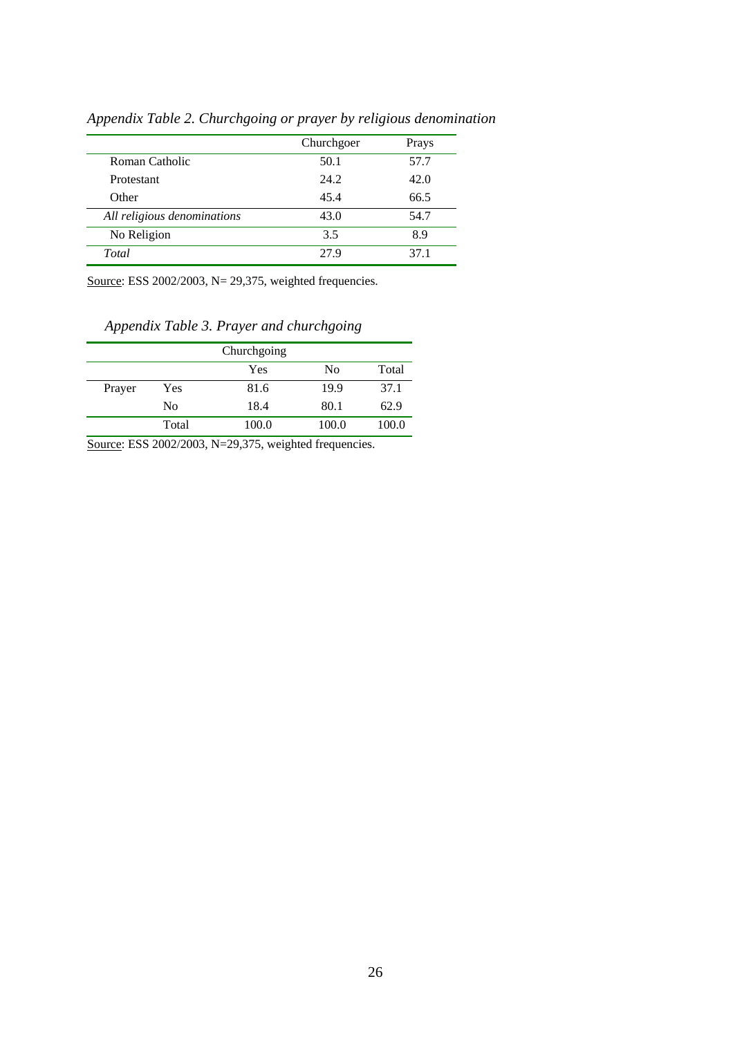*Appendix Table 2. Churchgoing or prayer by religious denomination*

| | Churchgoer | Prays |
|---|---|---|
| Roman Catholic | 50.1 | 57.7 |
| Protestant | 24.2 | 42.0 |
| Other | 45.4 | 66.5 |
| *All religious denominations* | 43.0 | 54.7 |
| No Religion | 3.5 | 8.9 |
| *Total* | 27.9 | 37.1 |

Source: ESS 2002/2003, N= 29,375, weighted frequencies.

*Appendix Table 3. Prayer and churchgoing*

| | | Churchgoing | | |
|---|---|---|---|---|
| | | Yes | No | Total |
| Prayer | Yes | 81.6 | 19.9 | 37.1 |
| | No | 18.4 | 80.1 | 62.9 |
| | Total | 100.0 | 100.0 | 100.0 |

Source: ESS 2002/2003, N=29,375, weighted frequencies.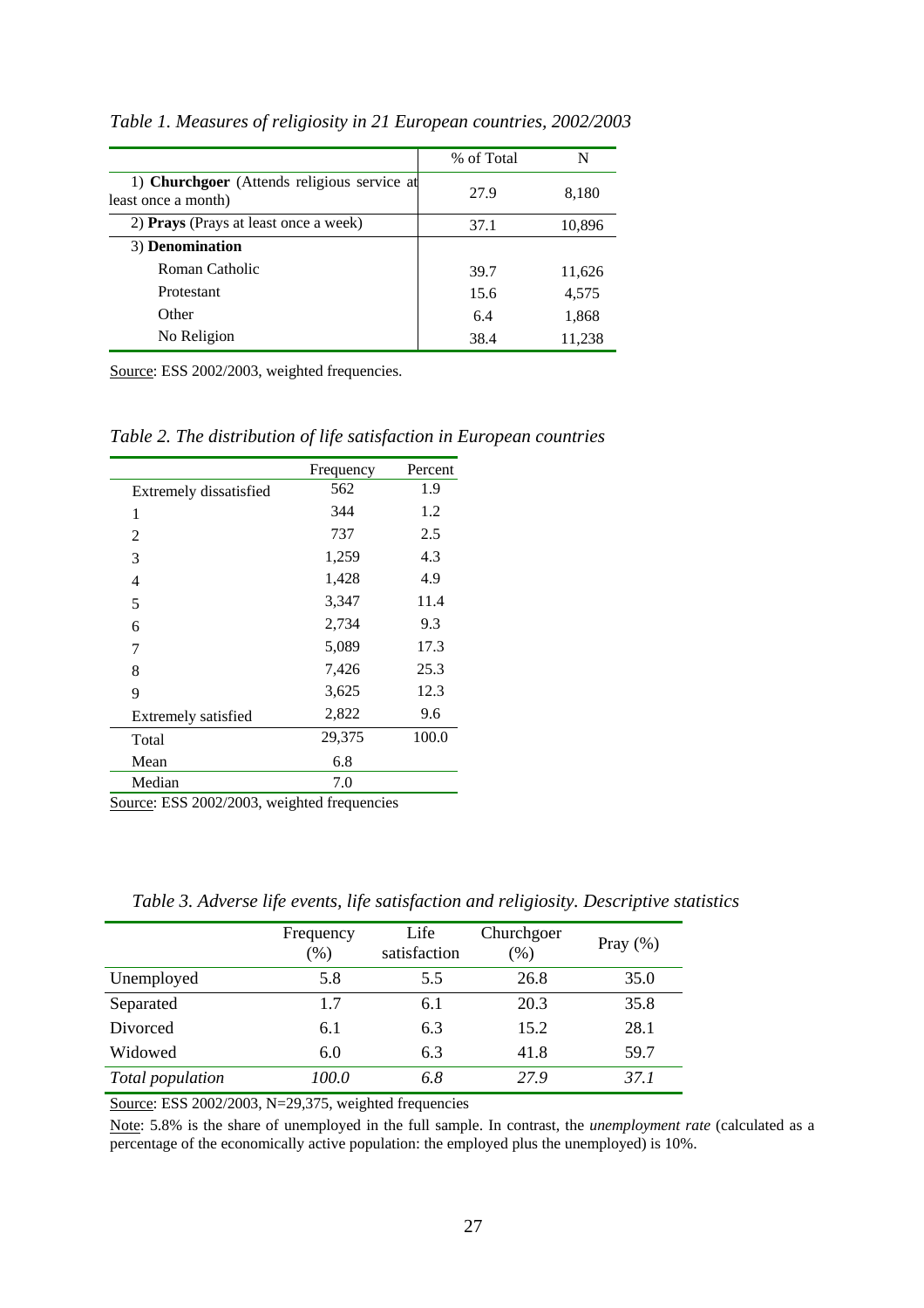*Table 1. Measures of religiosity in 21 European countries, 2002/2003*

| | % of Total | N |
|---|---|---|
| 1) **Churchgoer** (Attends religious service at least once a month) | 27.9 | 8,180 |
| 2) **Prays** (Prays at least once a week) | 37.1 | 10,896 |
| 3) **Denomination** | | |
| Roman Catholic | 39.7 | 11,626 |
| Protestant | 15.6 | 4,575 |
| Other | 6.4 | 1,868 |
| No Religion | 38.4 | 11,238 |

Source: ESS 2002/2003, weighted frequencies.

*Table 2. The distribution of life satisfaction in European countries*

| | Frequency | Percent |
|---|---|---|
| Extremely dissatisfied | 562 | 1.9 |
| 1 | 344 | 1.2 |
| 2 | 737 | 2.5 |
| 3 | 1,259 | 4.3 |
| 4 | 1,428 | 4.9 |
| 5 | 3,347 | 11.4 |
| 6 | 2,734 | 9.3 |
| 7 | 5,089 | 17.3 |
| 8 | 7,426 | 25.3 |
| 9 | 3,625 | 12.3 |
| Extremely satisfied | 2,822 | 9.6 |
| Total | 29,375 | 100.0 |
| Mean | 6.8 | |
| Median | 7.0 | |

Source: ESS 2002/2003, weighted frequencies

*Table 3. Adverse life events, life satisfaction and religiosity. Descriptive statistics*

| | Frequency (%) | Life satisfaction | Churchgoer (%) | Pray (%) |
|---|---|---|---|---|
| Unemployed | 5.8 | 5.5 | 26.8 | 35.0 |
| Separated | 1.7 | 6.1 | 20.3 | 35.8 |
| Divorced | 6.1 | 6.3 | 15.2 | 28.1 |
| Widowed | 6.0 | 6.3 | 41.8 | 59.7 |
| *Total population* | *100.0* | *6.8* | *27.9* | *37.1* |

Source: ESS 2002/2003, N=29,375, weighted frequencies

Note: 5.8% is the share of unemployed in the full sample. In contrast, the *unemployment rate* (calculated as a percentage of the economically active population: the employed plus the unemployed) is 10%.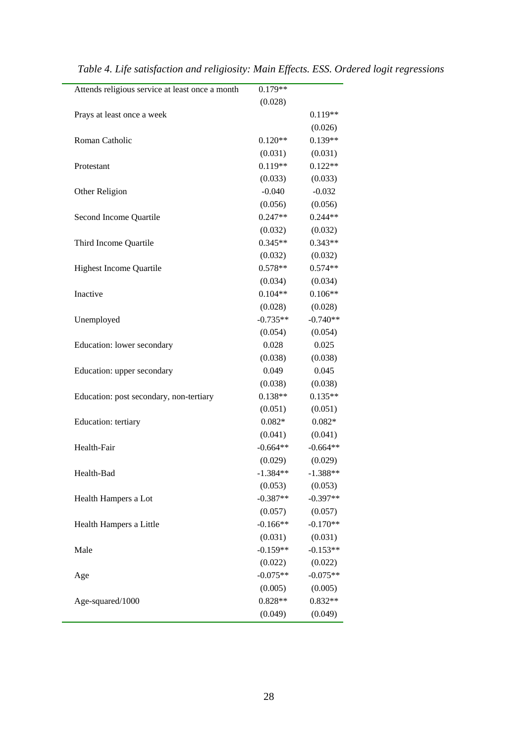*Table 4. Life satisfaction and religiosity: Main Effects. ESS. Ordered logit regressions*

| | | |
|---|---|---|
| Attends religious service at least once a month | 0.179** | |
| | (0.028) | |
| Prays at least once a week | | 0.119** |
| | | (0.026) |
| Roman Catholic | 0.120** | 0.139** |
| | (0.031) | (0.031) |
| Protestant | 0.119** | 0.122** |
| | (0.033) | (0.033) |
| Other Religion | -0.040 | -0.032 |
| | (0.056) | (0.056) |
| Second Income Quartile | 0.247** | 0.244** |
| | (0.032) | (0.032) |
| Third Income Quartile | 0.345** | 0.343** |
| | (0.032) | (0.032) |
| Highest Income Quartile | 0.578** | 0.574** |
| | (0.034) | (0.034) |
| Inactive | 0.104** | 0.106** |
| | (0.028) | (0.028) |
| Unemployed | -0.735** | -0.740** |
| | (0.054) | (0.054) |
| Education: lower secondary | 0.028 | 0.025 |
| | (0.038) | (0.038) |
| Education: upper secondary | 0.049 | 0.045 |
| | (0.038) | (0.038) |
| Education: post secondary, non-tertiary | 0.138** | 0.135** |
| | (0.051) | (0.051) |
| Education: tertiary | 0.082* | 0.082* |
| | (0.041) | (0.041) |
| Health-Fair | -0.664** | -0.664** |
| | (0.029) | (0.029) |
| Health-Bad | -1.384** | -1.388** |
| | (0.053) | (0.053) |
| Health Hampers a Lot | -0.387** | -0.397** |
| | (0.057) | (0.057) |
| Health Hampers a Little | -0.166** | -0.170** |
| | (0.031) | (0.031) |
| Male | -0.159** | -0.153** |
| | (0.022) | (0.022) |
| Age | -0.075** | -0.075** |
| | (0.005) | (0.005) |
| Age-squared/1000 | 0.828** | 0.832** |
| | (0.049) | (0.049) |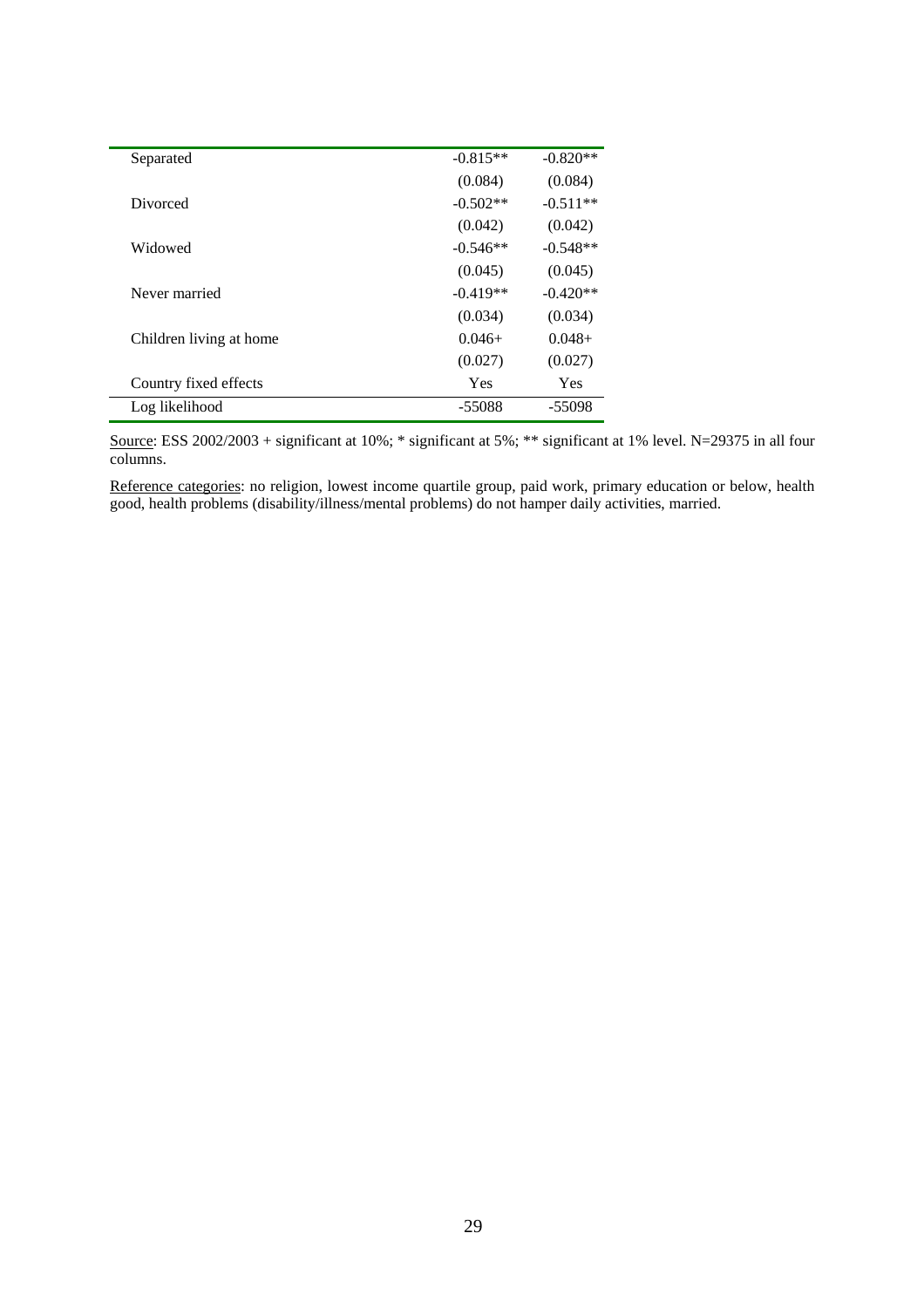| | | |
|---|---|---|
| Separated | -0.815** | -0.820** |
| | (0.084) | (0.084) |
| Divorced | -0.502** | -0.511** |
| | (0.042) | (0.042) |
| Widowed | -0.546** | -0.548** |
| | (0.045) | (0.045) |
| Never married | -0.419** | -0.420** |
| | (0.034) | (0.034) |
| Children living at home | 0.046+ | 0.048+ |
| | (0.027) | (0.027) |
| Country fixed effects | Yes | Yes |
| Log likelihood | -55088 | -55098 |

Source: ESS 2002/2003 + significant at 10%; * significant at 5%; ** significant at 1% level. N=29375 in all four columns.

Reference categories: no religion, lowest income quartile group, paid work, primary education or below, health good, health problems (disability/illness/mental problems) do not hamper daily activities, married.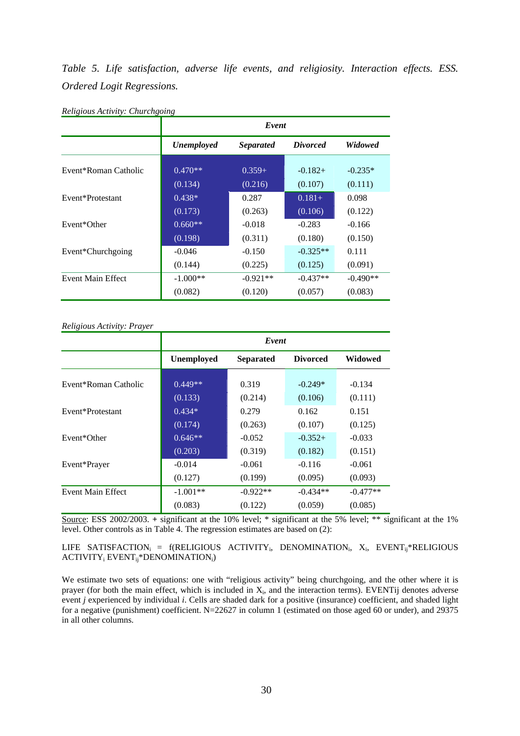*Table 5. Life satisfaction, adverse life events, and religiosity. Interaction effects. ESS. Ordered Logit Regressions.*

*Religious Activity: Churchgoing*

| | *Event* | | | |
|---|---|---|---|---|
| | ***Unemployed*** | ***Separated*** | ***Divorced*** | ***Widowed*** |
| Event*Roman Catholic | 0.470** | 0.359+ | -0.182+ | -0.235* |
| | (0.134) | (0.216) | (0.107) | (0.111) |
| Event*Protestant | 0.438* | 0.287 | 0.181+ | 0.098 |
| | (0.173) | (0.263) | (0.106) | (0.122) |
| Event*Other | 0.660** | -0.018 | -0.283 | -0.166 |
| | (0.198) | (0.311) | (0.180) | (0.150) |
| Event*Churchgoing | -0.046 | -0.150 | -0.325** | 0.111 |
| | (0.144) | (0.225) | (0.125) | (0.091) |
| Event Main Effect | -1.000** | -0.921** | -0.437** | -0.490** |
| | (0.082) | (0.120) | (0.057) | (0.083) |

*Religious Activity: Prayer*

| | *Event* | | | |
|---|---|---|---|---|
| | **Unemployed** | **Separated** | **Divorced** | **Widowed** |
| Event*Roman Catholic | 0.449** | 0.319 | -0.249* | -0.134 |
| | (0.133) | (0.214) | (0.106) | (0.111) |
| Event*Protestant | 0.434* | 0.279 | 0.162 | 0.151 |
| | (0.174) | (0.263) | (0.107) | (0.125) |
| Event*Other | 0.646** | -0.052 | -0.352+ | -0.033 |
| | (0.203) | (0.319) | (0.182) | (0.151) |
| Event*Prayer | -0.014 | -0.061 | -0.116 | -0.061 |
| | (0.127) | (0.199) | (0.095) | (0.093) |
| Event Main Effect | -1.001** | -0.922** | -0.434** | -0.477** |
| | (0.083) | (0.122) | (0.059) | (0.085) |

Source: ESS 2002/2003. + significant at the 10% level; * significant at the 5% level; ** significant at the 1% level. Other controls as in Table 4. The regression estimates are based on (2):

LIFE SATISFACTION$_i$ = f(RELIGIOUS ACTIVITY$_i$, DENOMINATION$_i$, $X_i$, EVENT$_{ij}$*RELIGIOUS ACTIVITY$_i$ EVENT$_{ij}$*DENOMINATION$_i$)

We estimate two sets of equations: one with "religious activity" being churchgoing, and the other where it is prayer (for both the main effect, which is included in $X_i$, and the interaction terms). EVENTij denotes adverse event *j* experienced by individual *i*. Cells are shaded dark for a positive (insurance) coefficient, and shaded light for a negative (punishment) coefficient. N=22627 in column 1 (estimated on those aged 60 or under), and 29375 in all other columns.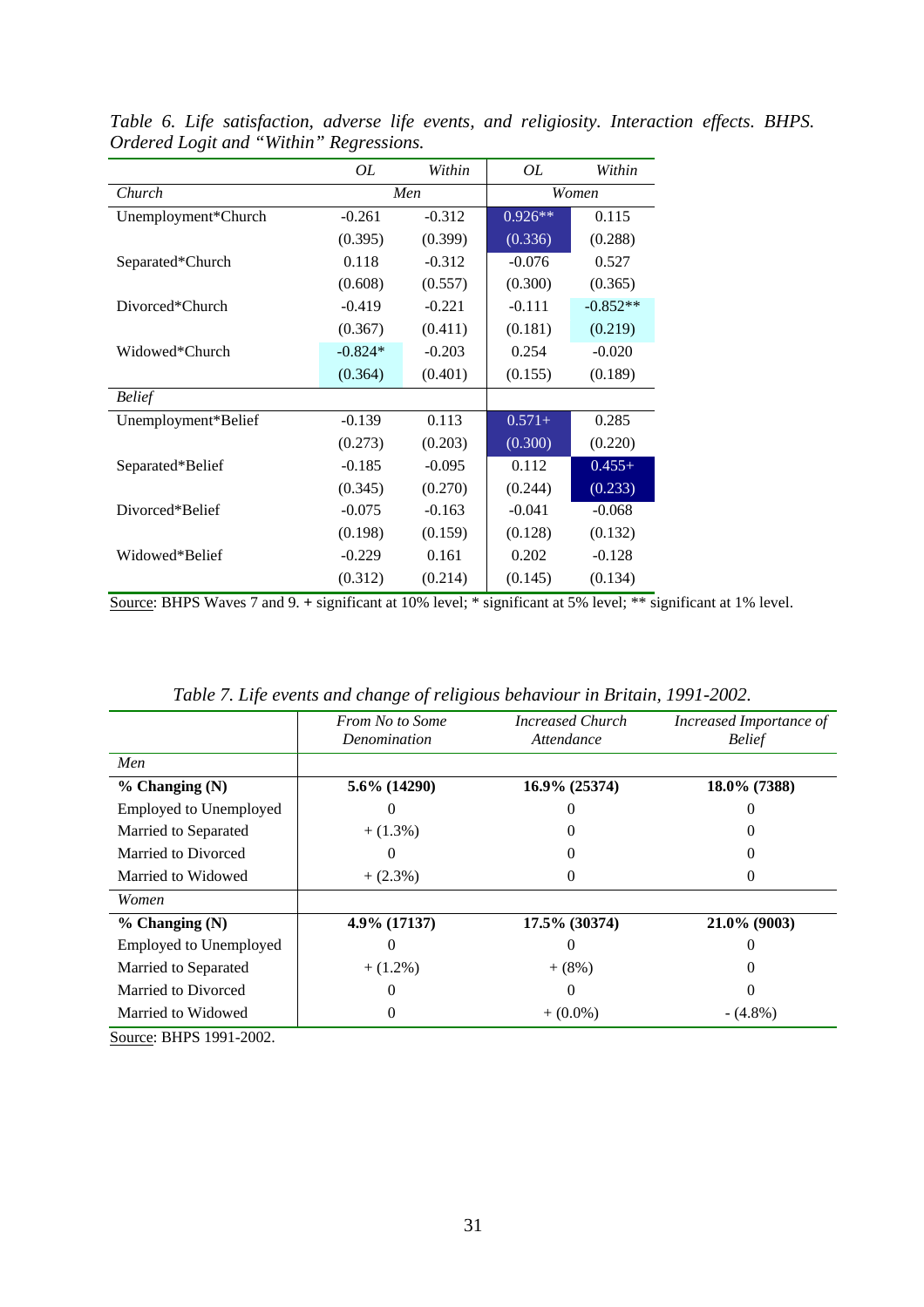*Table 6. Life satisfaction, adverse life events, and religiosity. Interaction effects. BHPS. Ordered Logit and "Within" Regressions.*

| | *OL* | *Within* | *OL* | *Within* |
|---|---|---|---|---|
| *Church* | *Men* | | *Women* | |
| Unemployment*Church | -0.261 | -0.312 | 0.926** | 0.115 |
| | (0.395) | (0.399) | (0.336) | (0.288) |
| Separated*Church | 0.118 | -0.312 | -0.076 | 0.527 |
| | (0.608) | (0.557) | (0.300) | (0.365) |
| Divorced*Church | -0.419 | -0.221 | -0.111 | -0.852** |
| | (0.367) | (0.411) | (0.181) | (0.219) |
| Widowed*Church | -0.824* | -0.203 | 0.254 | -0.020 |
| | (0.364) | (0.401) | (0.155) | (0.189) |
| *Belief* | | | | |
| Unemployment*Belief | -0.139 | 0.113 | 0.571+ | 0.285 |
| | (0.273) | (0.203) | (0.300) | (0.220) |
| Separated*Belief | -0.185 | -0.095 | 0.112 | 0.455+ |
| | (0.345) | (0.270) | (0.244) | (0.233) |
| Divorced*Belief | -0.075 | -0.163 | -0.041 | -0.068 |
| | (0.198) | (0.159) | (0.128) | (0.132) |
| Widowed*Belief | -0.229 | 0.161 | 0.202 | -0.128 |
| | (0.312) | (0.214) | (0.145) | (0.134) |

Source: BHPS Waves 7 and 9. + significant at 10% level; * significant at 5% level; ** significant at 1% level.

*Table 7. Life events and change of religious behaviour in Britain, 1991-2002.*

| | *From No to Some Denomination* | *Increased Church Attendance* | *Increased Importance of Belief* |
|---|---|---|---|
| *Men* | | | |
| **% Changing (N)** | **5.6% (14290)** | **16.9% (25374)** | **18.0% (7388)** |
| Employed to Unemployed | 0 | 0 | 0 |
| Married to Separated | + (1.3%) | 0 | 0 |
| Married to Divorced | 0 | 0 | 0 |
| Married to Widowed | + (2.3%) | 0 | 0 |
| *Women* | | | |
| **% Changing (N)** | **4.9% (17137)** | **17.5% (30374)** | **21.0% (9003)** |
| Employed to Unemployed | 0 | 0 | 0 |
| Married to Separated | + (1.2%) | + (8%) | 0 |
| Married to Divorced | 0 | 0 | 0 |
| Married to Widowed | 0 | + (0.0%) | - (4.8%) |

Source: BHPS 1991-2002.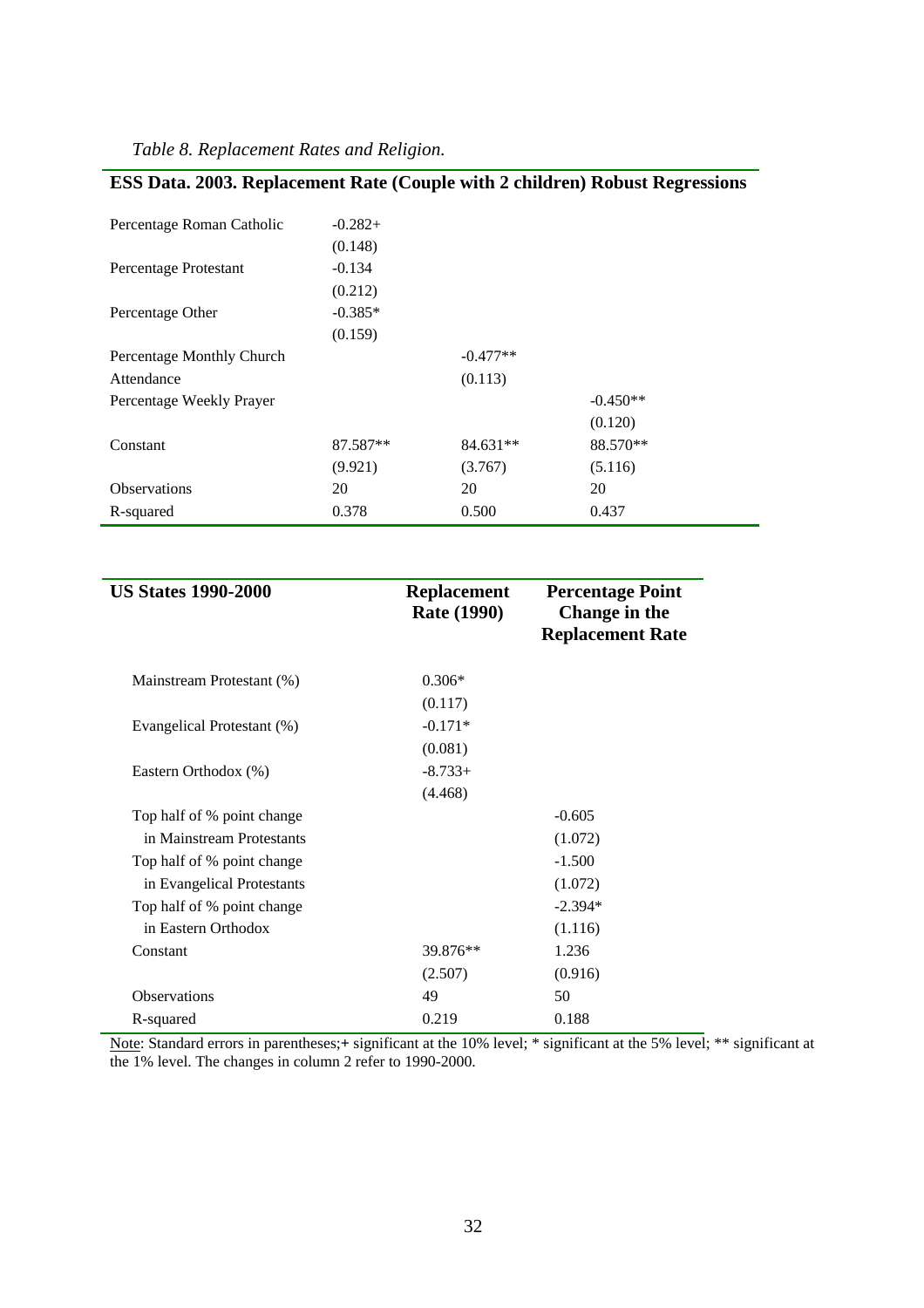*Table 8. Replacement Rates and Religion.*

| ESS Data. 2003. Replacement Rate (Couple with 2 children) Robust Regressions | | | |
|---|---|---|---|
| Percentage Roman Catholic | -0.282+ | | |
| | (0.148) | | |
| Percentage Protestant | -0.134 | | |
| | (0.212) | | |
| Percentage Other | -0.385* | | |
| | (0.159) | | |
| Percentage Monthly Church Attendance | | -0.477** | |
| | | (0.113) | |
| Percentage Weekly Prayer | | | -0.450** |
| | | | (0.120) |
| Constant | 87.587** | 84.631** | 88.570** |
| | (9.921) | (3.767) | (5.116) |
| Observations | 20 | 20 | 20 |
| R-squared | 0.378 | 0.500 | 0.437 |

| US States 1990-2000 | Replacement Rate (1990) | Percentage Point Change in the Replacement Rate |
|---|---|---|
| Mainstream Protestant (%) | 0.306* | |
| | (0.117) | |
| Evangelical Protestant (%) | -0.171* | |
| | (0.081) | |
| Eastern Orthodox (%) | -8.733+ | |
| | (4.468) | |
| Top half of % point change in Mainstream Protestants | | -0.605 |
| | | (1.072) |
| Top half of % point change in Evangelical Protestants | | -1.500 |
| | | (1.072) |
| Top half of % point change in Eastern Orthodox | | -2.394* |
| | | (1.116) |
| Constant | 39.876** | 1.236 |
| | (2.507) | (0.916) |
| Observations | 49 | 50 |
| R-squared | 0.219 | 0.188 |

Note: Standard errors in parentheses; + significant at the 10% level; * significant at the 5% level; ** significant at the 1% level. The changes in column 2 refer to 1990-2000.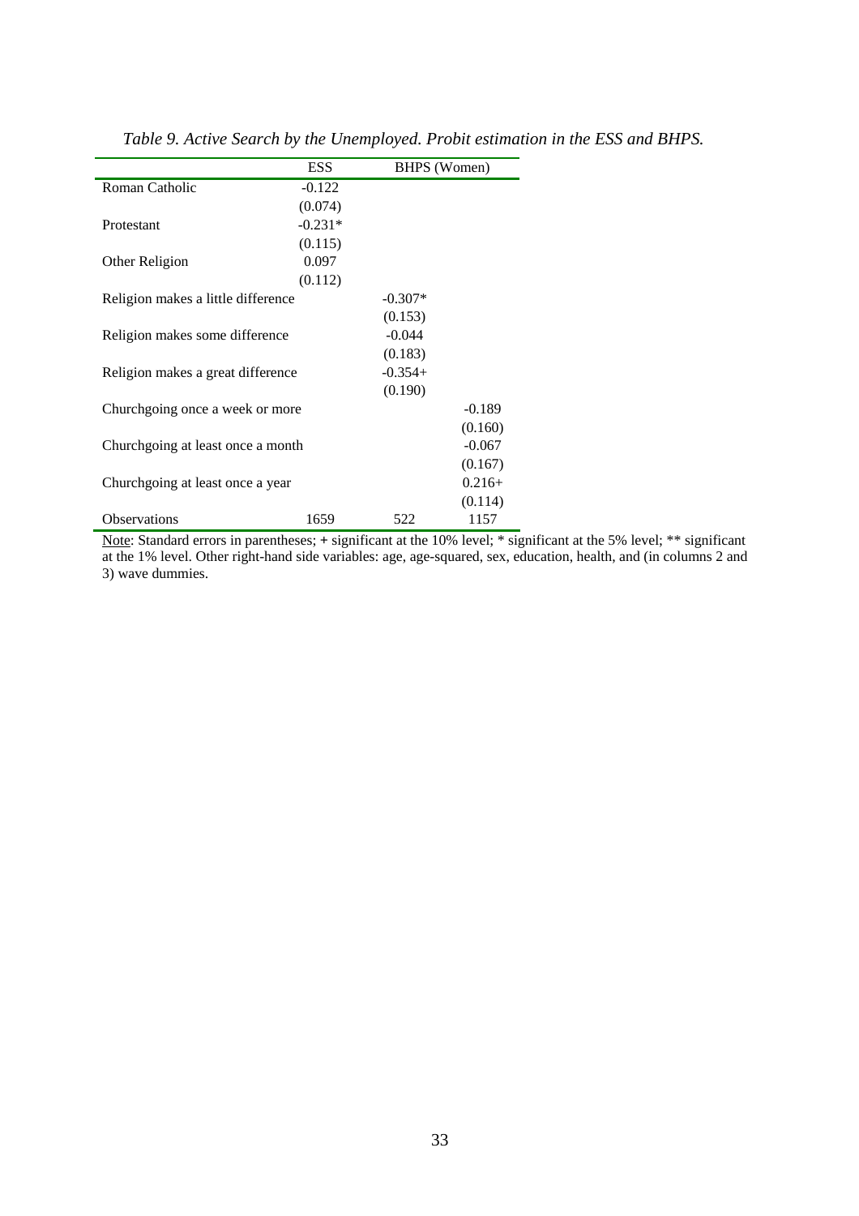*Table 9. Active Search by the Unemployed. Probit estimation in the ESS and BHPS.*

| | ESS | BHPS (Women) | |
|---|---|---|---|
| Roman Catholic | -0.122 | | |
| | (0.074) | | |
| Protestant | -0.231* | | |
| | (0.115) | | |
| Other Religion | 0.097 | | |
| | (0.112) | | |
| Religion makes a little difference | | -0.307* | |
| | | (0.153) | |
| Religion makes some difference | | -0.044 | |
| | | (0.183) | |
| Religion makes a great difference | | -0.354+ | |
| | | (0.190) | |
| Churchgoing once a week or more | | | -0.189 |
| | | | (0.160) |
| Churchgoing at least once a month | | | -0.067 |
| | | | (0.167) |
| Churchgoing at least once a year | | | 0.216+ |
| | | | (0.114) |
| Observations | 1659 | 522 | 1157 |

Note: Standard errors in parentheses; + significant at the 10% level; * significant at the 5% level; ** significant at the 1% level. Other right-hand side variables: age, age-squared, sex, education, health, and (in columns 2 and 3) wave dummies.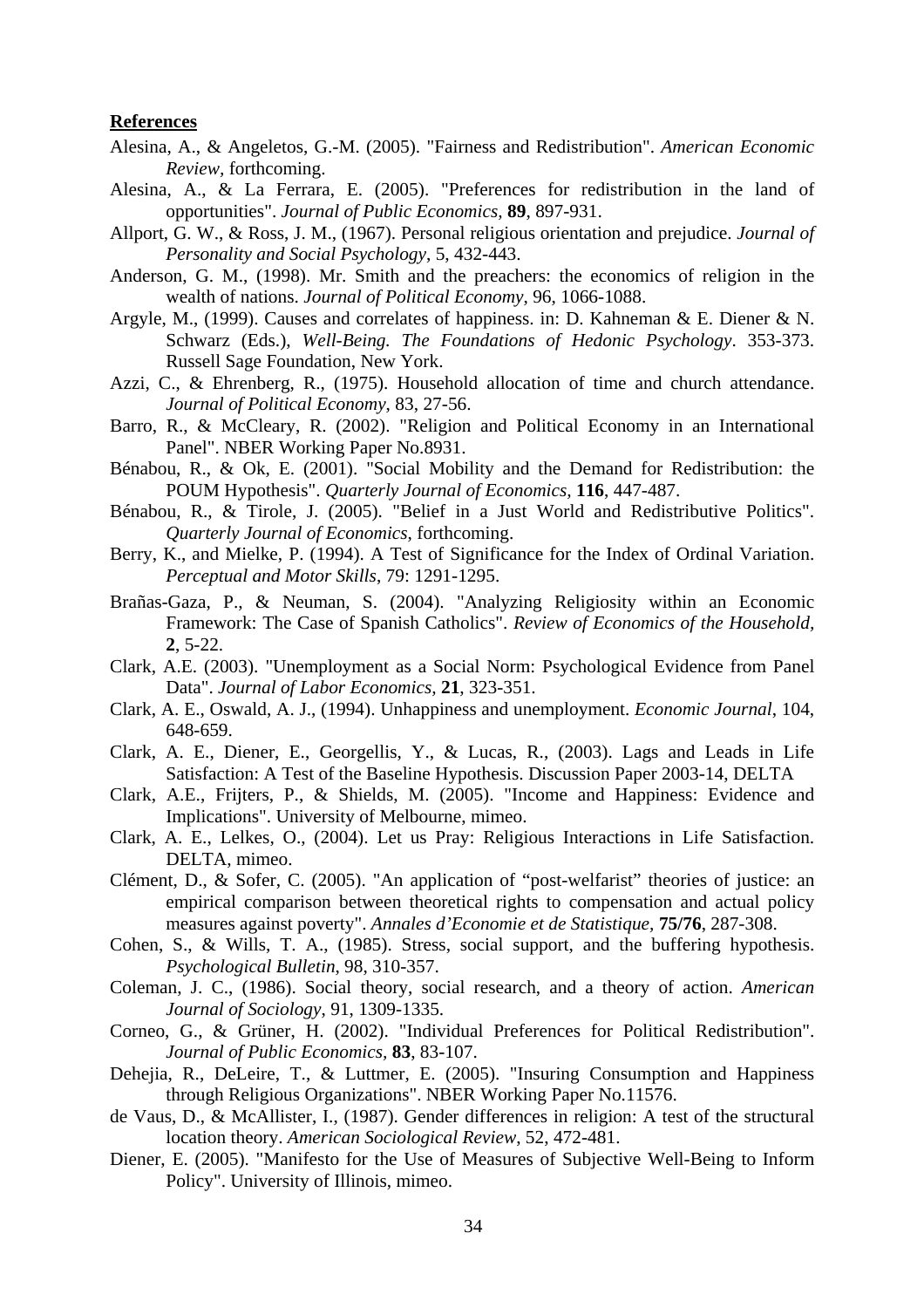**References**

Alesina, A., & Angeletos, G.-M. (2005). "Fairness and Redistribution". *American Economic Review*, forthcoming.

Alesina, A., & La Ferrara, E. (2005). "Preferences for redistribution in the land of opportunities". *Journal of Public Economics*, **89**, 897-931.

Allport, G. W., & Ross, J. M., (1967). Personal religious orientation and prejudice. *Journal of Personality and Social Psychology*, 5, 432-443.

Anderson, G. M., (1998). Mr. Smith and the preachers: the economics of religion in the wealth of nations. *Journal of Political Economy*, 96, 1066-1088.

Argyle, M., (1999). Causes and correlates of happiness. in: D. Kahneman & E. Diener & N. Schwarz (Eds.), *Well-Being. The Foundations of Hedonic Psychology*. 353-373. Russell Sage Foundation, New York.

Azzi, C., & Ehrenberg, R., (1975). Household allocation of time and church attendance. *Journal of Political Economy*, 83, 27-56.

Barro, R., & McCleary, R. (2002). "Religion and Political Economy in an International Panel". NBER Working Paper No.8931.

Bénabou, R., & Ok, E. (2001). "Social Mobility and the Demand for Redistribution: the POUM Hypothesis". *Quarterly Journal of Economics*, **116**, 447-487.

Bénabou, R., & Tirole, J. (2005). "Belief in a Just World and Redistributive Politics". *Quarterly Journal of Economics*, forthcoming.

Berry, K., and Mielke, P. (1994). A Test of Significance for the Index of Ordinal Variation. *Perceptual and Motor Skills*, 79: 1291-1295.

Brañas-Gaza, P., & Neuman, S. (2004). "Analyzing Religiosity within an Economic Framework: The Case of Spanish Catholics". *Review of Economics of the Household*, **2**, 5-22.

Clark, A.E. (2003). "Unemployment as a Social Norm: Psychological Evidence from Panel Data". *Journal of Labor Economics*, **21**, 323-351.

Clark, A. E., Oswald, A. J., (1994). Unhappiness and unemployment. *Economic Journal*, 104, 648-659.

Clark, A. E., Diener, E., Georgellis, Y., & Lucas, R., (2003). Lags and Leads in Life Satisfaction: A Test of the Baseline Hypothesis. Discussion Paper 2003-14, DELTA

Clark, A.E., Frijters, P., & Shields, M. (2005). "Income and Happiness: Evidence and Implications". University of Melbourne, mimeo.

Clark, A. E., Lelkes, O., (2004). Let us Pray: Religious Interactions in Life Satisfaction. DELTA, mimeo.

Clément, D., & Sofer, C. (2005). "An application of “post-welfarist” theories of justice: an empirical comparison between theoretical rights to compensation and actual policy measures against poverty". *Annales d'Economie et de Statistique*, **75/76**, 287-308.

Cohen, S., & Wills, T. A., (1985). Stress, social support, and the buffering hypothesis. *Psychological Bulletin*, 98, 310-357.

Coleman, J. C., (1986). Social theory, social research, and a theory of action. *American Journal of Sociology*, 91, 1309-1335.

Corneo, G., & Grüner, H. (2002). "Individual Preferences for Political Redistribution". *Journal of Public Economics*, **83**, 83-107.

Dehejia, R., DeLeire, T., & Luttmer, E. (2005). "Insuring Consumption and Happiness through Religious Organizations". NBER Working Paper No.11576.

de Vaus, D., & McAllister, I., (1987). Gender differences in religion: A test of the structural location theory. *American Sociological Review*, 52, 472-481.

Diener, E. (2005). "Manifesto for the Use of Measures of Subjective Well-Being to Inform Policy". University of Illinois, mimeo.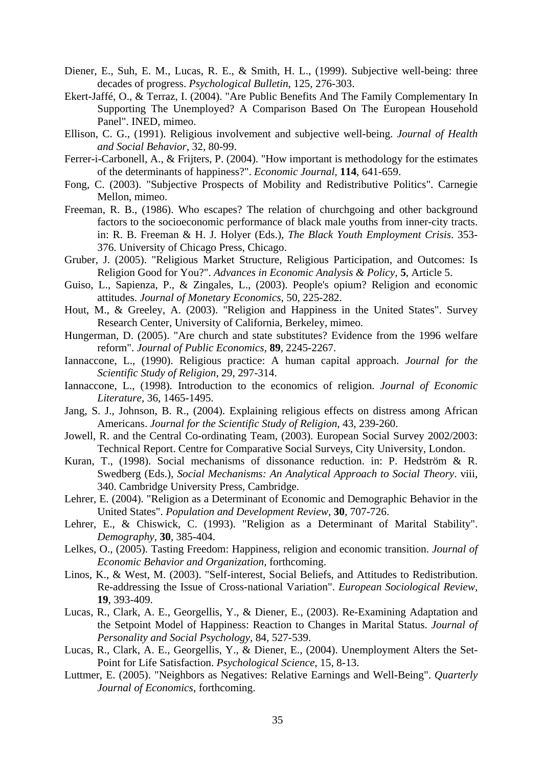Diener, E., Suh, E. M., Lucas, R. E., & Smith, H. L., (1999). Subjective well-being: three decades of progress. *Psychological Bulletin*, 125, 276-303.

Ekert-Jaffé, O., & Terraz, I. (2004). "Are Public Benefits And The Family Complementary In Supporting The Unemployed? A Comparison Based On The European Household Panel". INED, mimeo.

Ellison, C. G., (1991). Religious involvement and subjective well-being. *Journal of Health and Social Behavior*, 32, 80-99.

Ferrer-i-Carbonell, A., & Frijters, P. (2004). "How important is methodology for the estimates of the determinants of happiness?". *Economic Journal,* **114**, 641-659.

Fong, C. (2003). "Subjective Prospects of Mobility and Redistributive Politics". Carnegie Mellon, mimeo.

Freeman, R. B., (1986). Who escapes? The relation of churchgoing and other background factors to the socioeconomic performance of black male youths from inner-city tracts. in: R. B. Freeman & H. J. Holyer (Eds.), *The Black Youth Employment Crisis*. 353-376. University of Chicago Press, Chicago.

Gruber, J. (2005). "Religious Market Structure, Religious Participation, and Outcomes: Is Religion Good for You?". *Advances in Economic Analysis & Policy,* **5**, Article 5.

Guiso, L., Sapienza, P., & Zingales, L., (2003). People's opium? Religion and economic attitudes. *Journal of Monetary Economics*, 50, 225-282.

Hout, M., & Greeley, A. (2003). "Religion and Happiness in the United States". Survey Research Center, University of California, Berkeley, mimeo.

Hungerman, D. (2005). "Are church and state substitutes? Evidence from the 1996 welfare reform". *Journal of Public Economics,* **89**, 2245-2267.

Iannaccone, L., (1990). Religious practice: A human capital approach. *Journal for the Scientific Study of Religion*, 29, 297-314.

Iannaccone, L., (1998). Introduction to the economics of religion. *Journal of Economic Literature*, 36, 1465-1495.

Jang, S. J., Johnson, B. R., (2004). Explaining religious effects on distress among African Americans. *Journal for the Scientific Study of Religion*, 43, 239-260.

Jowell, R. and the Central Co-ordinating Team, (2003). European Social Survey 2002/2003: Technical Report. Centre for Comparative Social Surveys, City University, London.

Kuran, T., (1998). Social mechanisms of dissonance reduction. in: P. Hedström & R. Swedberg (Eds.), *Social Mechanisms: An Analytical Approach to Social Theory*. viii, 340. Cambridge University Press, Cambridge.

Lehrer, E. (2004). "Religion as a Determinant of Economic and Demographic Behavior in the United States". *Population and Development Review,* **30**, 707-726.

Lehrer, E., & Chiswick, C. (1993). "Religion as a Determinant of Marital Stability". *Demography,* **30**, 385-404.

Lelkes, O., (2005). Tasting Freedom: Happiness, religion and economic transition. *Journal of Economic Behavior and Organization*, forthcoming.

Linos, K., & West, M. (2003). "Self-interest, Social Beliefs, and Attitudes to Redistribution. Re-addressing the Issue of Cross-national Variation". *European Sociological Review,* **19**, 393-409.

Lucas, R., Clark, A. E., Georgellis, Y., & Diener, E., (2003). Re-Examining Adaptation and the Setpoint Model of Happiness: Reaction to Changes in Marital Status. *Journal of Personality and Social Psychology*, 84, 527-539.

Lucas, R., Clark, A. E., Georgellis, Y., & Diener, E., (2004). Unemployment Alters the Set-Point for Life Satisfaction. *Psychological Science*, 15, 8-13.

Luttmer, E. (2005). "Neighbors as Negatives: Relative Earnings and Well-Being". *Quarterly Journal of Economics*, forthcoming.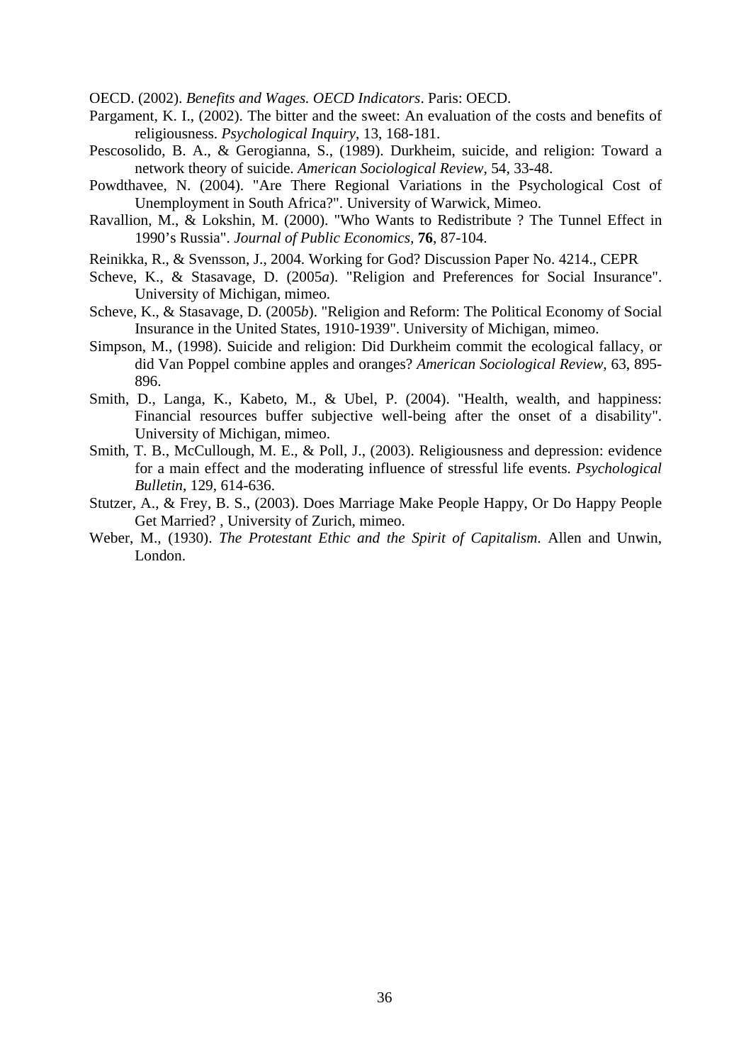OECD. (2002). *Benefits and Wages. OECD Indicators*. Paris: OECD.

Pargament, K. I., (2002). The bitter and the sweet: An evaluation of the costs and benefits of religiousness. *Psychological Inquiry*, 13, 168-181.

Pescosolido, B. A., & Gerogianna, S., (1989). Durkheim, suicide, and religion: Toward a network theory of suicide. *American Sociological Review*, 54, 33-48.

Powdthavee, N. (2004). "Are There Regional Variations in the Psychological Cost of Unemployment in South Africa?". University of Warwick, Mimeo.

Ravallion, M., & Lokshin, M. (2000). "Who Wants to Redistribute ? The Tunnel Effect in 1990's Russia". *Journal of Public Economics,* **76**, 87-104.

Reinikka, R., & Svensson, J., 2004. Working for God? Discussion Paper No. 4214., CEPR

Scheve, K., & Stasavage, D. (2005*a*). "Religion and Preferences for Social Insurance". University of Michigan, mimeo.

Scheve, K., & Stasavage, D. (2005*b*). "Religion and Reform: The Political Economy of Social Insurance in the United States, 1910-1939". University of Michigan, mimeo.

Simpson, M., (1998). Suicide and religion: Did Durkheim commit the ecological fallacy, or did Van Poppel combine apples and oranges? *American Sociological Review*, 63, 895-896.

Smith, D., Langa, K., Kabeto, M., & Ubel, P. (2004). "Health, wealth, and happiness: Financial resources buffer subjective well-being after the onset of a disability". University of Michigan, mimeo.

Smith, T. B., McCullough, M. E., & Poll, J., (2003). Religiousness and depression: evidence for a main effect and the moderating influence of stressful life events. *Psychological Bulletin*, 129, 614-636.

Stutzer, A., & Frey, B. S., (2003). Does Marriage Make People Happy, Or Do Happy People Get Married? , University of Zurich, mimeo.

Weber, M., (1930). *The Protestant Ethic and the Spirit of Capitalism*. Allen and Unwin, London.